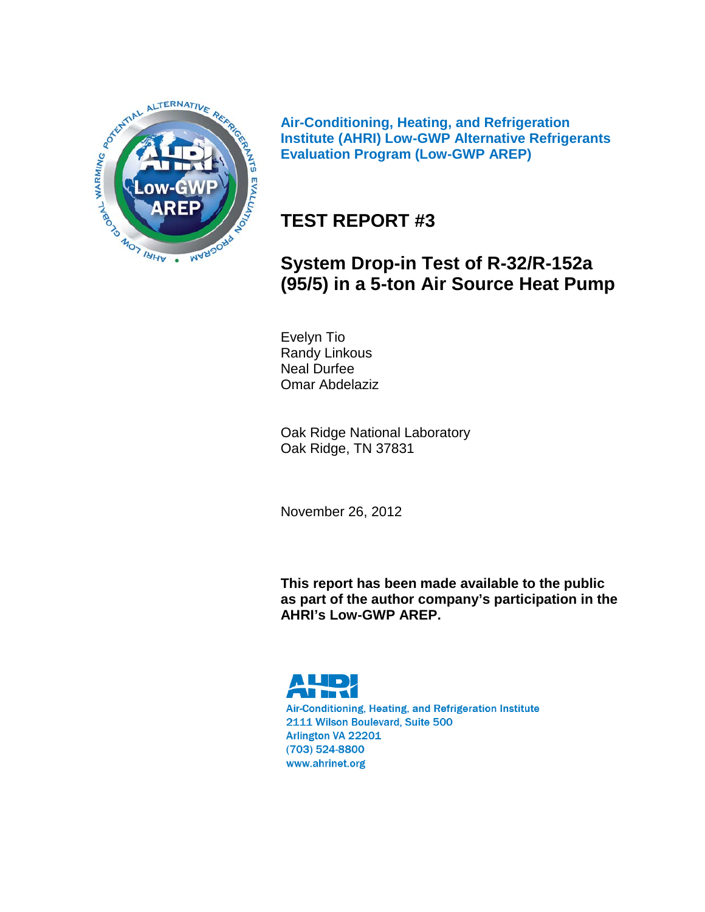**Air-Conditioning, Heating, and Refrigeration Institute (AHRI) Low-GWP Alternative Refrigerants Evaluation Program (Low-GWP AREP)**

# TEST REPORT #3

## System Drop-in Test of R-32/R-152a (95/5) in a 5-ton Air Source Heat Pump

Evelyn Tio
Randy Linkous
Neal Durfee
Omar Abdelaziz

Oak Ridge National Laboratory
Oak Ridge, TN 37831

November 26, 2012

**This report has been made available to the public as part of the author company's participation in the AHRI's Low-GWP AREP.**

AHRI
Air-Conditioning, Heating, and Refrigeration Institute
2111 Wilson Boulevard, Suite 500
Arlington VA 22201
(703) 524-8800
www.ahrinet.org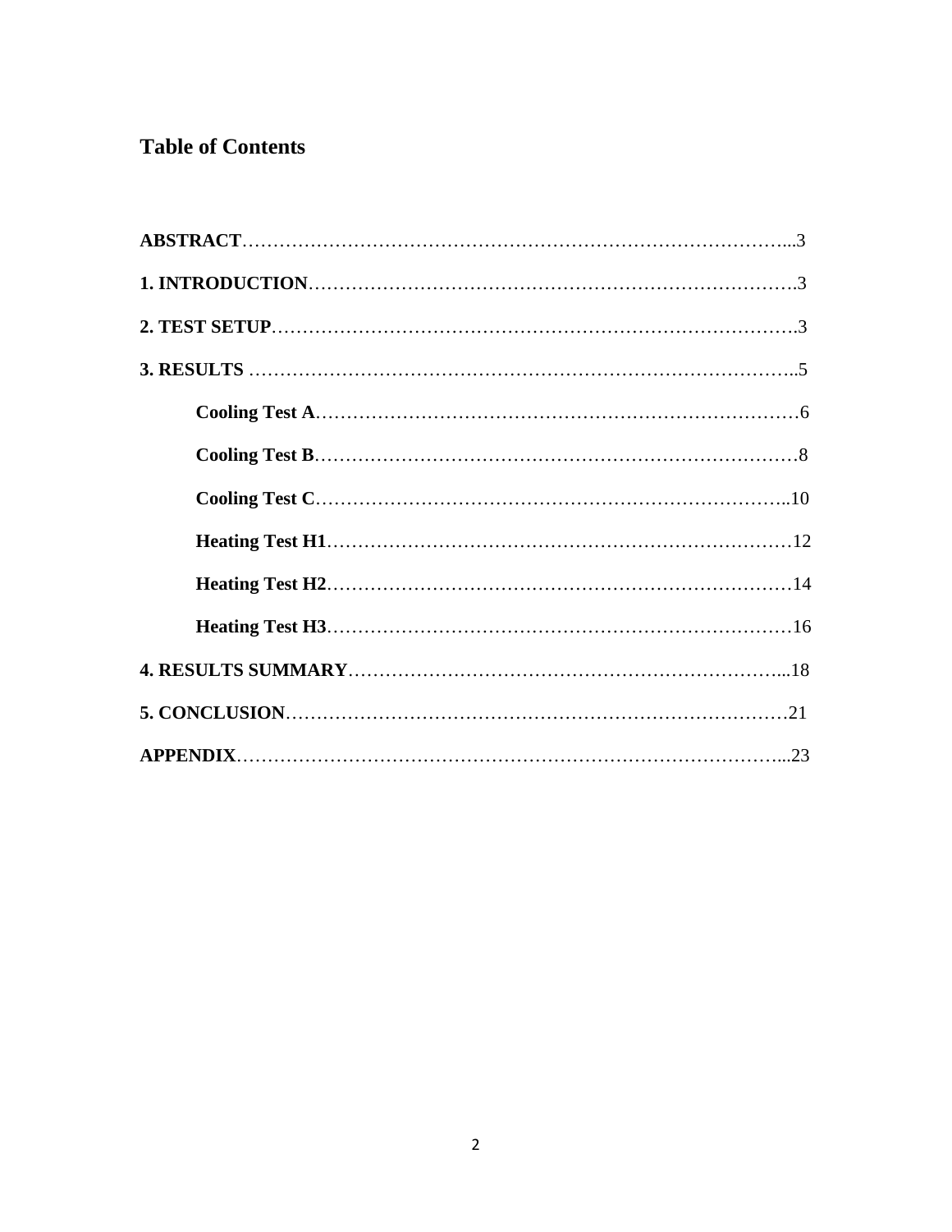# Table of Contents

**ABSTRACT**……………………………………………………………………………...3

**1. INTRODUCTION**…………………………………………………………………….3

**2. TEST SETUP**………………………………………………………………………….3

**3. RESULTS** ………………………………………………………………………………..5

- **Cooling Test A**……………………………………………………………………6
- **Cooling Test B**……………………………………………………………………8
- **Cooling Test C**…………………………………………………………………..10
- **Heating Test H1**…………………………………………………………………12
- **Heating Test H2**…………………………………………………………………14
- **Heating Test H3**…………………………………………………………………16

**4. RESULTS SUMMARY**………………………………………………………………...18

**5. CONCLUSION**………………………………………………………………………21

**APPENDIX**……………………………………………………………………………...23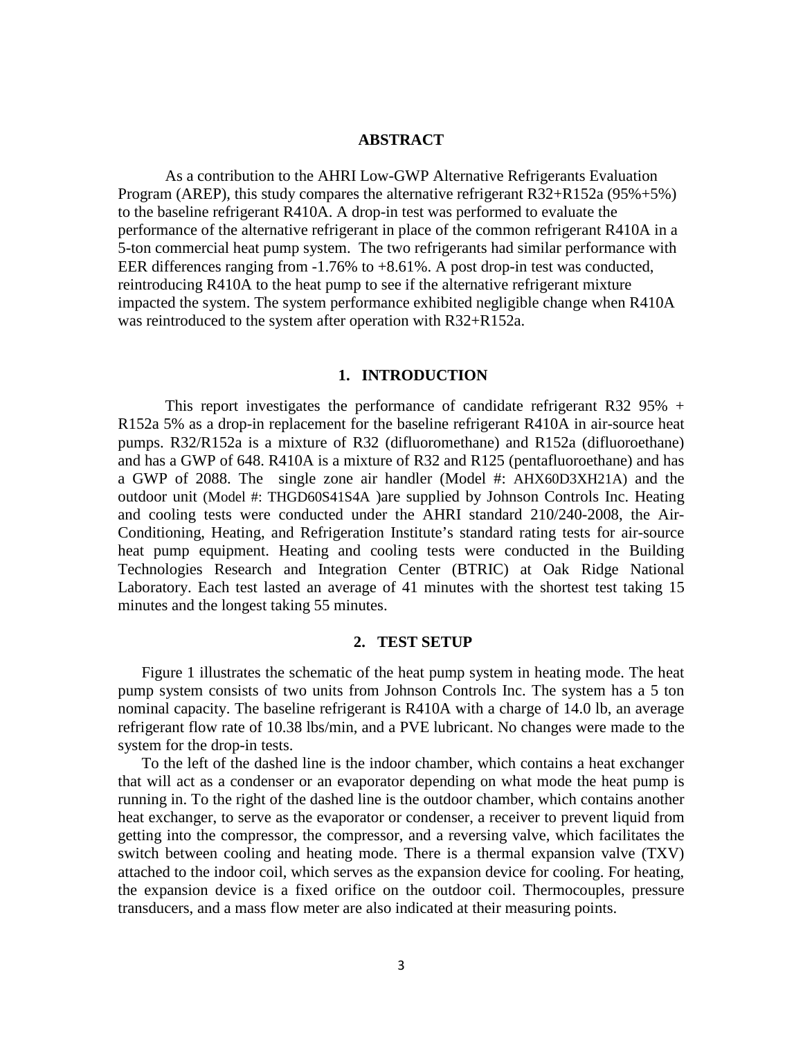## ABSTRACT

As a contribution to the AHRI Low-GWP Alternative Refrigerants Evaluation Program (AREP), this study compares the alternative refrigerant R32+R152a (95%+5%) to the baseline refrigerant R410A. A drop-in test was performed to evaluate the performance of the alternative refrigerant in place of the common refrigerant R410A in a 5-ton commercial heat pump system. The two refrigerants had similar performance with EER differences ranging from -1.76% to +8.61%. A post drop-in test was conducted, reintroducing R410A to the heat pump to see if the alternative refrigerant mixture impacted the system. The system performance exhibited negligible change when R410A was reintroduced to the system after operation with R32+R152a.

## 1. INTRODUCTION

This report investigates the performance of candidate refrigerant R32 95% + R152a 5% as a drop-in replacement for the baseline refrigerant R410A in air-source heat pumps. R32/R152a is a mixture of R32 (difluoromethane) and R152a (difluoroethane) and has a GWP of 648. R410A is a mixture of R32 and R125 (pentafluoroethane) and has a GWP of 2088. The single zone air handler (Model #: AHX60D3XH21A) and the outdoor unit (Model #: THGD60S41S4A )are supplied by Johnson Controls Inc. Heating and cooling tests were conducted under the AHRI standard 210/240-2008, the Air-Conditioning, Heating, and Refrigeration Institute's standard rating tests for air-source heat pump equipment. Heating and cooling tests were conducted in the Building Technologies Research and Integration Center (BTRIC) at Oak Ridge National Laboratory. Each test lasted an average of 41 minutes with the shortest test taking 15 minutes and the longest taking 55 minutes.

## 2. TEST SETUP

Figure 1 illustrates the schematic of the heat pump system in heating mode. The heat pump system consists of two units from Johnson Controls Inc. The system has a 5 ton nominal capacity. The baseline refrigerant is R410A with a charge of 14.0 lb, an average refrigerant flow rate of 10.38 lbs/min, and a PVE lubricant. No changes were made to the system for the drop-in tests.

To the left of the dashed line is the indoor chamber, which contains a heat exchanger that will act as a condenser or an evaporator depending on what mode the heat pump is running in. To the right of the dashed line is the outdoor chamber, which contains another heat exchanger, to serve as the evaporator or condenser, a receiver to prevent liquid from getting into the compressor, the compressor, and a reversing valve, which facilitates the switch between cooling and heating mode. There is a thermal expansion valve (TXV) attached to the indoor coil, which serves as the expansion device for cooling. For heating, the expansion device is a fixed orifice on the outdoor coil. Thermocouples, pressure transducers, and a mass flow meter are also indicated at their measuring points.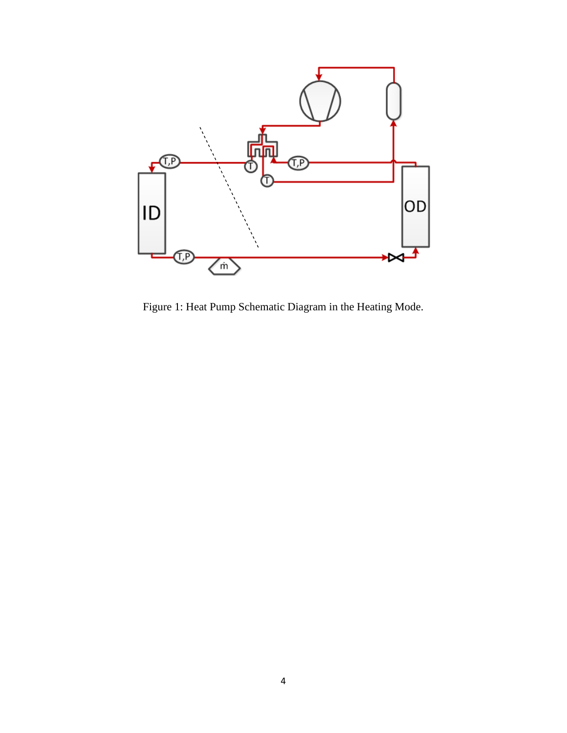T,P

ID

T,P

ṁ

T

T

T,P

OD

Figure 1: Heat Pump Schematic Diagram in the Heating Mode.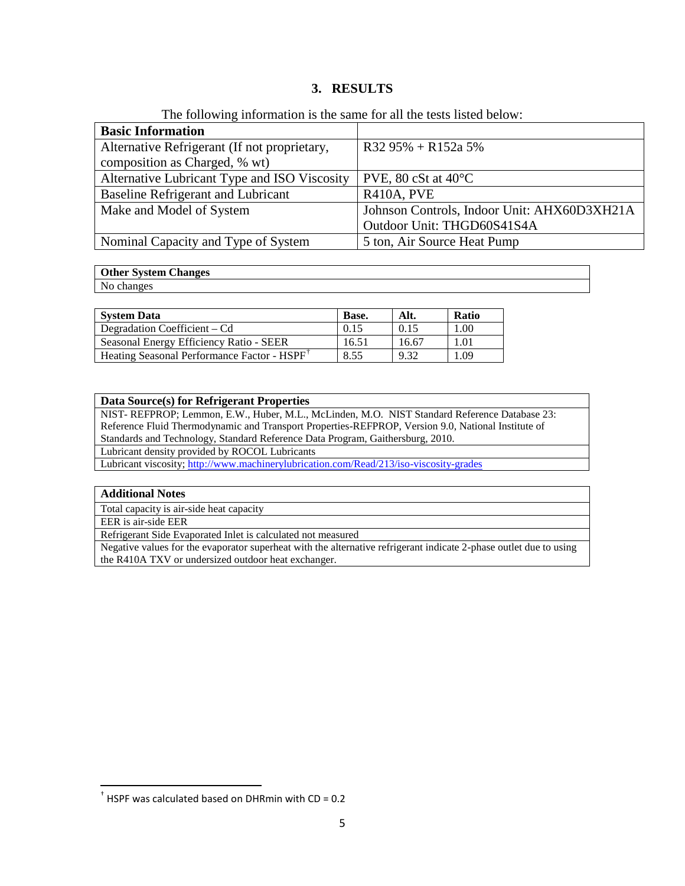## 3. RESULTS

The following information is the same for all the tests listed below:

| **Basic Information** | |
|---|---|
| Alternative Refrigerant (If not proprietary, composition as Charged, % wt) | R32 95% + R152a 5% |
| Alternative Lubricant Type and ISO Viscosity | PVE, 80 cSt at 40°C |
| Baseline Refrigerant and Lubricant | R410A, PVE |
| Make and Model of System | Johnson Controls, Indoor Unit: AHX60D3XH21A<br>Outdoor Unit: THGD60S41S4A |
| Nominal Capacity and Type of System | 5 ton, Air Source Heat Pump |

| **Other System Changes** |
|---|
| No changes |

| **System Data** | **Base.** | **Alt.** | **Ratio** |
|---|---|---|---|
| Degradation Coefficient – Cd | 0.15 | 0.15 | 1.00 |
| Seasonal Energy Efficiency Ratio - SEER | 16.51 | 16.67 | 1.01 |
| Heating Seasonal Performance Factor - HSPF[†] | 8.55 | 9.32 | 1.09 |

| **Data Source(s) for Refrigerant Properties** |
|---|
| NIST- REFPROP; Lemmon, E.W., Huber, M.L., McLinden, M.O. NIST Standard Reference Database 23: Reference Fluid Thermodynamic and Transport Properties-REFPROP, Version 9.0, National Institute of Standards and Technology, Standard Reference Data Program, Gaithersburg, 2010. |
| Lubricant density provided by ROCOL Lubricants |
| Lubricant viscosity; http://www.machinerylubrication.com/Read/213/iso-viscosity-grades |

| **Additional Notes** |
|---|
| Total capacity is air-side heat capacity |
| EER is air-side EER |
| Refrigerant Side Evaporated Inlet is calculated not measured |
| Negative values for the evaporator superheat with the alternative refrigerant indicate 2-phase outlet due to using the R410A TXV or undersized outdoor heat exchanger. |

[†] HSPF was calculated based on DHRmin with CD = 0.2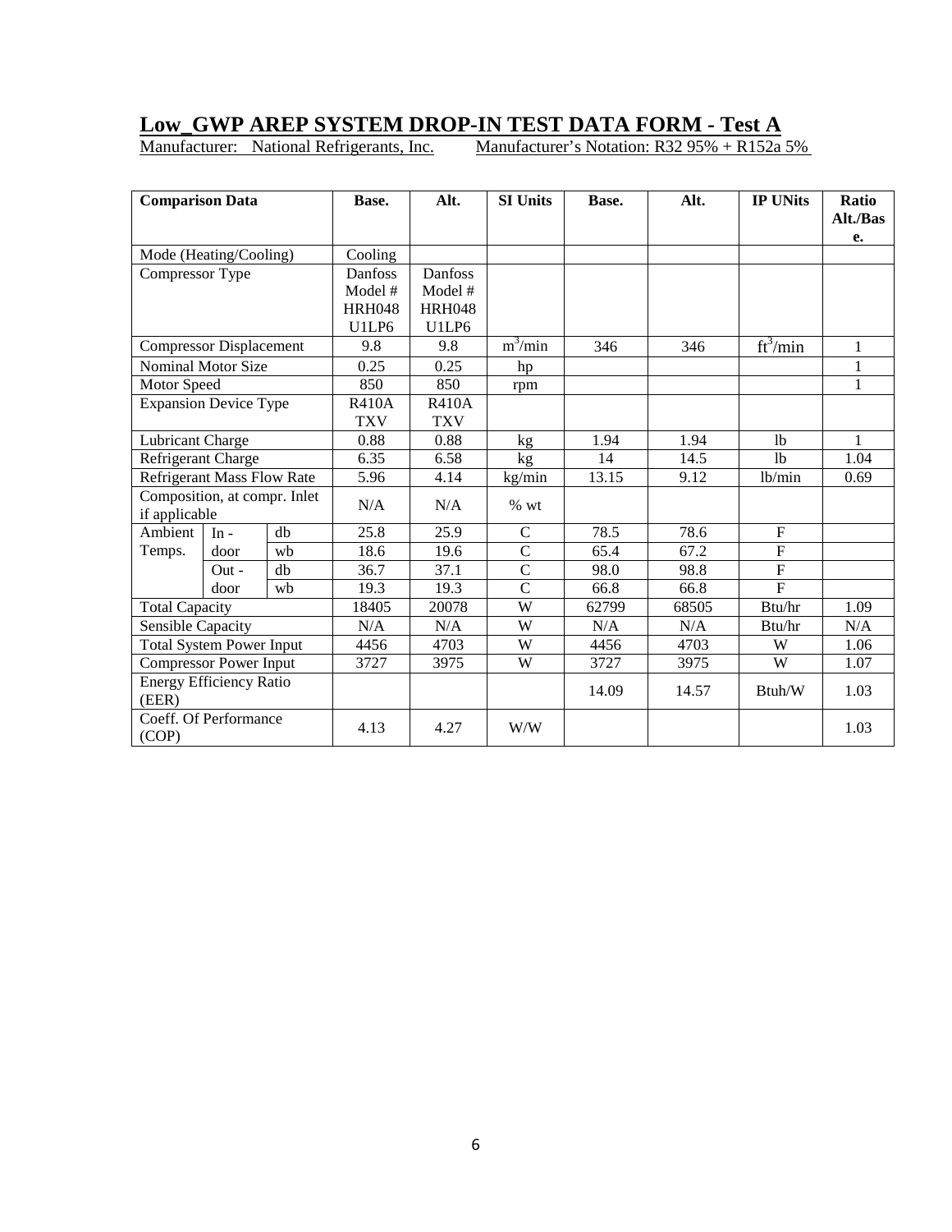# Low_GWP AREP SYSTEM DROP-IN TEST DATA FORM - Test A

Manufacturer: National Refrigerants, Inc. Manufacturer's Notation: R32 95% + R152a 5%

| Comparison Data | | | Base. | Alt. | SI Units | Base. | Alt. | IP UNits | Ratio Alt./Base. |
|---|---|---|---|---|---|---|---|---|---|
| Mode (Heating/Cooling) | | | Cooling | | | | | | |
| Compressor Type | | | Danfoss Model # HRH048 U1LP6 | Danfoss Model # HRH048 U1LP6 | | | | | |
| Compressor Displacement | | | 9.8 | 9.8 | $m^3$/min | 346 | 346 | $ft^3$/min | 1 |
| Nominal Motor Size | | | 0.25 | 0.25 | hp | | | | 1 |
| Motor Speed | | | 850 | 850 | rpm | | | | 1 |
| Expansion Device Type | | | R410A TXV | R410A TXV | | | | | |
| Lubricant Charge | | | 0.88 | 0.88 | kg | 1.94 | 1.94 | lb | 1 |
| Refrigerant Charge | | | 6.35 | 6.58 | kg | 14 | 14.5 | lb | 1.04 |
| Refrigerant Mass Flow Rate | | | 5.96 | 4.14 | kg/min | 13.15 | 9.12 | lb/min | 0.69 |
| Composition, at compr. Inlet if applicable | | | N/A | N/A | % wt | | | | |
| Ambient Temps. | In - door | db | 25.8 | 25.9 | C | 78.5 | 78.6 | F | |
| | | wb | 18.6 | 19.6 | C | 65.4 | 67.2 | F | |
| | Out - door | db | 36.7 | 37.1 | C | 98.0 | 98.8 | F | |
| | | wb | 19.3 | 19.3 | C | 66.8 | 66.8 | F | |
| Total Capacity | | | 18405 | 20078 | W | 62799 | 68505 | Btu/hr | 1.09 |
| Sensible Capacity | | | N/A | N/A | W | N/A | N/A | Btu/hr | N/A |
| Total System Power Input | | | 4456 | 4703 | W | 4456 | 4703 | W | 1.06 |
| Compressor Power Input | | | 3727 | 3975 | W | 3727 | 3975 | W | 1.07 |
| Energy Efficiency Ratio (EER) | | | | | | 14.09 | 14.57 | Btuh/W | 1.03 |
| Coeff. Of Performance (COP) | | | 4.13 | 4.27 | W/W | | | | 1.03 |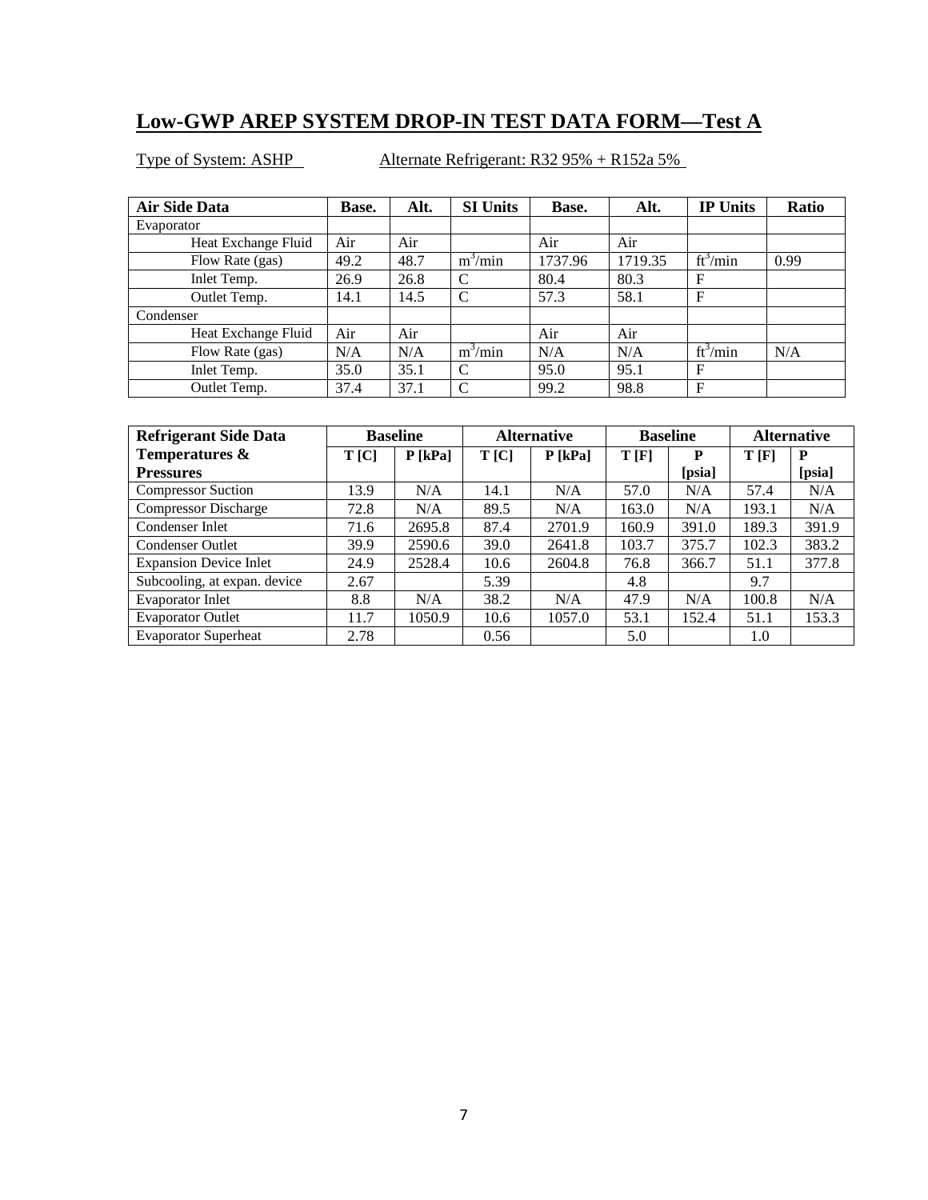## Low-GWP AREP SYSTEM DROP-IN TEST DATA FORM—Test A

Type of System: ASHP Alternate Refrigerant: R32 95% + R152a 5%

| Air Side Data | Base. | Alt. | SI Units | Base. | Alt. | IP Units | Ratio |
|---|---|---|---|---|---|---|---|
| Evaporator | | | | | | | |
| Heat Exchange Fluid | Air | Air | | Air | Air | | |
| Flow Rate (gas) | 49.2 | 48.7 | $m^3$/min | 1737.96 | 1719.35 | $ft^3$/min | 0.99 |
| Inlet Temp. | 26.9 | 26.8 | C | 80.4 | 80.3 | F | |
| Outlet Temp. | 14.1 | 14.5 | C | 57.3 | 58.1 | F | |
| Condenser | | | | | | | |
| Heat Exchange Fluid | Air | Air | | Air | Air | | |
| Flow Rate (gas) | N/A | N/A | $m^3$/min | N/A | N/A | $ft^3$/min | N/A |
| Inlet Temp. | 35.0 | 35.1 | C | 95.0 | 95.1 | F | |
| Outlet Temp. | 37.4 | 37.1 | C | 99.2 | 98.8 | F | |

| Refrigerant Side Data | Baseline | | Alternative | | Baseline | | Alternative | |
|---|---|---|---|---|---|---|---|---|
| Temperatures & Pressures | T [C] | P [kPa] | T [C] | P [kPa] | T [F] | P [psia] | T [F] | P [psia] |
| Compressor Suction | 13.9 | N/A | 14.1 | N/A | 57.0 | N/A | 57.4 | N/A |
| Compressor Discharge | 72.8 | N/A | 89.5 | N/A | 163.0 | N/A | 193.1 | N/A |
| Condenser Inlet | 71.6 | 2695.8 | 87.4 | 2701.9 | 160.9 | 391.0 | 189.3 | 391.9 |
| Condenser Outlet | 39.9 | 2590.6 | 39.0 | 2641.8 | 103.7 | 375.7 | 102.3 | 383.2 |
| Expansion Device Inlet | 24.9 | 2528.4 | 10.6 | 2604.8 | 76.8 | 366.7 | 51.1 | 377.8 |
| Subcooling, at expan. device | 2.67 | | 5.39 | | 4.8 | | 9.7 | |
| Evaporator Inlet | 8.8 | N/A | 38.2 | N/A | 47.9 | N/A | 100.8 | N/A |
| Evaporator Outlet | 11.7 | 1050.9 | 10.6 | 1057.0 | 53.1 | 152.4 | 51.1 | 153.3 |
| Evaporator Superheat | 2.78 | | 0.56 | | 5.0 | | 1.0 | |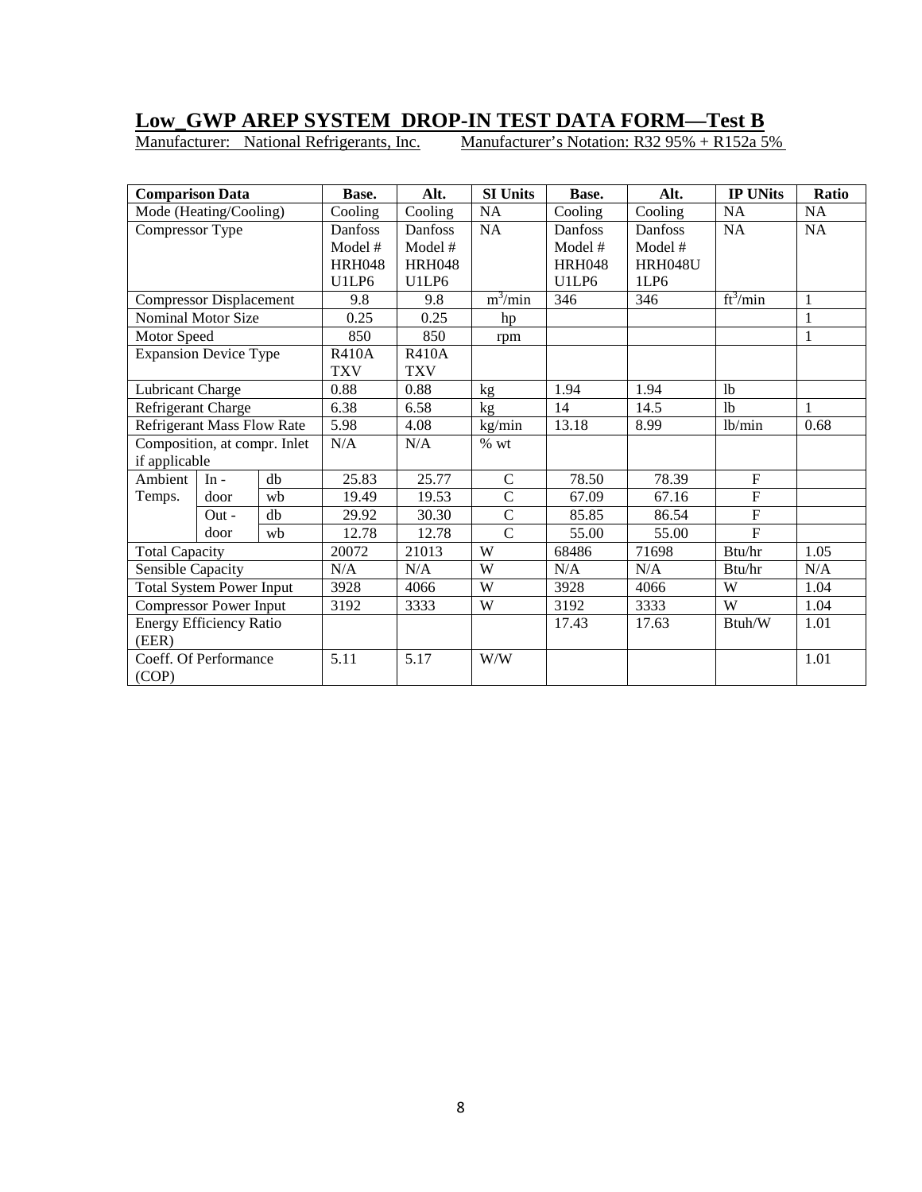## Low_GWP AREP SYSTEM DROP-IN TEST DATA FORM—Test B

Manufacturer: National Refrigerants, Inc. Manufacturer's Notation: R32 95% + R152a 5%

| Comparison Data | | | Base. | Alt. | SI Units | Base. | Alt. | IP UNits | Ratio |
|---|---|---|---|---|---|---|---|---|---|
| Mode (Heating/Cooling) | | | Cooling | Cooling | NA | Cooling | Cooling | NA | NA |
| Compressor Type | | | Danfoss Model # HRH048 U1LP6 | Danfoss Model # HRH048 U1LP6 | NA | Danfoss Model # HRH048 U1LP6 | Danfoss Model # HRH048U 1LP6 | NA | NA |
| Compressor Displacement | | | 9.8 | 9.8 | $m^3$/min | 346 | 346 | $ft^3$/min | 1 |
| Nominal Motor Size | | | 0.25 | 0.25 | hp | | | | 1 |
| Motor Speed | | | 850 | 850 | rpm | | | | 1 |
| Expansion Device Type | | | R410A TXV | R410A TXV | | | | | |
| Lubricant Charge | | | 0.88 | 0.88 | kg | 1.94 | 1.94 | lb | |
| Refrigerant Charge | | | 6.38 | 6.58 | kg | 14 | 14.5 | lb | 1 |
| Refrigerant Mass Flow Rate | | | 5.98 | 4.08 | kg/min | 13.18 | 8.99 | lb/min | 0.68 |
| Composition, at compr. Inlet if applicable | | | N/A | N/A | % wt | | | | |
| Ambient Temps. | In - door | db | 25.83 | 25.77 | C | 78.50 | 78.39 | F | |
| | | wb | 19.49 | 19.53 | C | 67.09 | 67.16 | F | |
| | Out - door | db | 29.92 | 30.30 | C | 85.85 | 86.54 | F | |
| | | wb | 12.78 | 12.78 | C | 55.00 | 55.00 | F | |
| Total Capacity | | | 20072 | 21013 | W | 68486 | 71698 | Btu/hr | 1.05 |
| Sensible Capacity | | | N/A | N/A | W | N/A | N/A | Btu/hr | N/A |
| Total System Power Input | | | 3928 | 4066 | W | 3928 | 4066 | W | 1.04 |
| Compressor Power Input | | | 3192 | 3333 | W | 3192 | 3333 | W | 1.04 |
| Energy Efficiency Ratio (EER) | | | | | | 17.43 | 17.63 | Btuh/W | 1.01 |
| Coeff. Of Performance (COP) | | | 5.11 | 5.17 | W/W | | | | 1.01 |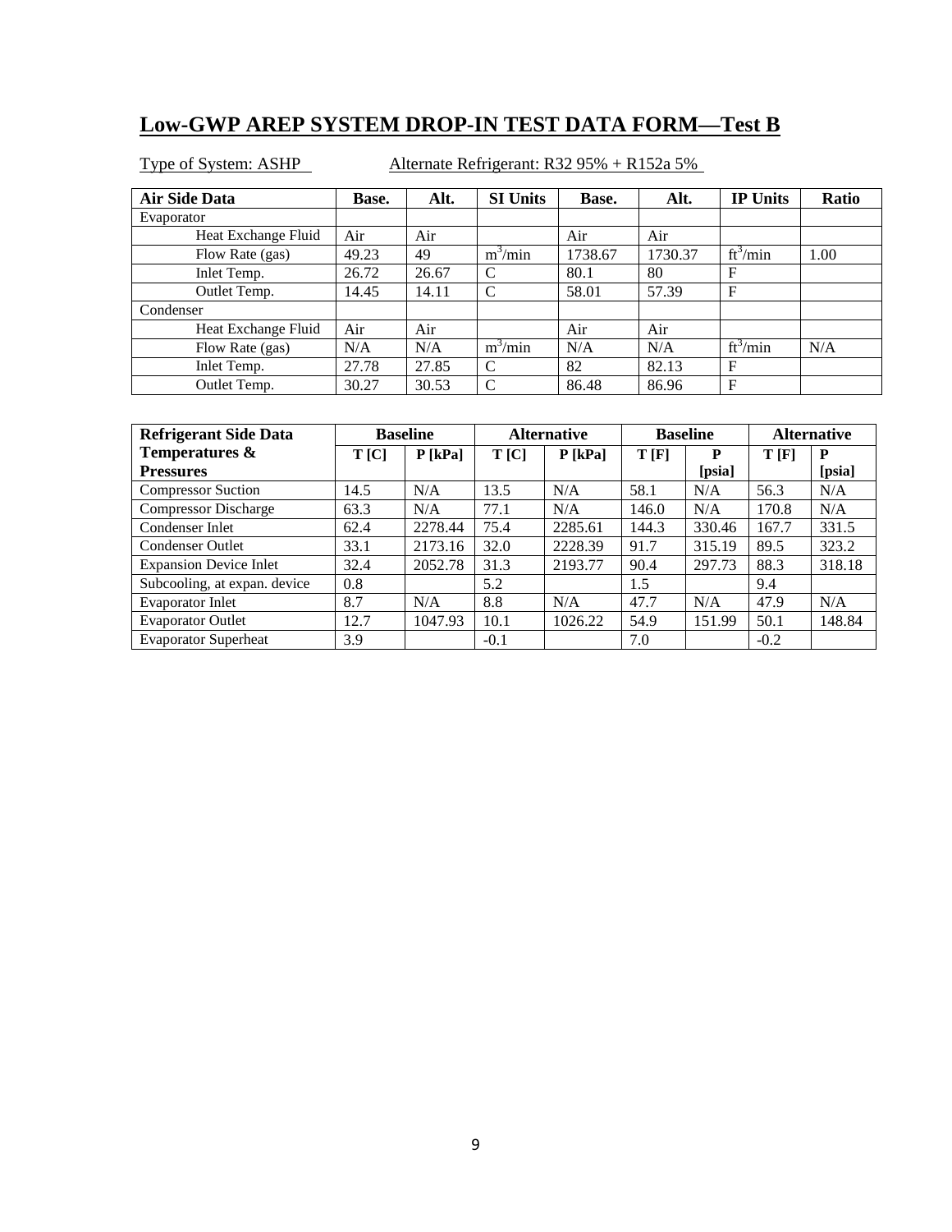## Low-GWP AREP SYSTEM DROP-IN TEST DATA FORM—Test B

Type of System: ASHP Alternate Refrigerant: R32 95% + R152a 5%

| Air Side Data | Base. | Alt. | SI Units | Base. | Alt. | IP Units | Ratio |
|---|---|---|---|---|---|---|---|
| Evaporator | | | | | | | |
| Heat Exchange Fluid | Air | Air | | Air | Air | | |
| Flow Rate (gas) | 49.23 | 49 | $m^3/min$ | 1738.67 | 1730.37 | $ft^3/min$ | 1.00 |
| Inlet Temp. | 26.72 | 26.67 | C | 80.1 | 80 | F | |
| Outlet Temp. | 14.45 | 14.11 | C | 58.01 | 57.39 | F | |
| Condenser | | | | | | | |
| Heat Exchange Fluid | Air | Air | | Air | Air | | |
| Flow Rate (gas) | N/A | N/A | $m^3/min$ | N/A | N/A | $ft^3/min$ | N/A |
| Inlet Temp. | 27.78 | 27.85 | C | 82 | 82.13 | F | |
| Outlet Temp. | 30.27 | 30.53 | C | 86.48 | 86.96 | F | |

| Refrigerant Side Data | Baseline | | Alternative | | Baseline | | Alternative | |
|---|---|---|---|---|---|---|---|---|
| Temperatures & Pressures | T [C] | P [kPa] | T [C] | P [kPa] | T [F] | P [psia] | T [F] | P [psia] |
| Compressor Suction | 14.5 | N/A | 13.5 | N/A | 58.1 | N/A | 56.3 | N/A |
| Compressor Discharge | 63.3 | N/A | 77.1 | N/A | 146.0 | N/A | 170.8 | N/A |
| Condenser Inlet | 62.4 | 2278.44 | 75.4 | 2285.61 | 144.3 | 330.46 | 167.7 | 331.5 |
| Condenser Outlet | 33.1 | 2173.16 | 32.0 | 2228.39 | 91.7 | 315.19 | 89.5 | 323.2 |
| Expansion Device Inlet | 32.4 | 2052.78 | 31.3 | 2193.77 | 90.4 | 297.73 | 88.3 | 318.18 |
| Subcooling, at expan. device | 0.8 | | 5.2 | | 1.5 | | 9.4 | |
| Evaporator Inlet | 8.7 | N/A | 8.8 | N/A | 47.7 | N/A | 47.9 | N/A |
| Evaporator Outlet | 12.7 | 1047.93 | 10.1 | 1026.22 | 54.9 | 151.99 | 50.1 | 148.84 |
| Evaporator Superheat | 3.9 | | -0.1 | | 7.0 | | -0.2 | |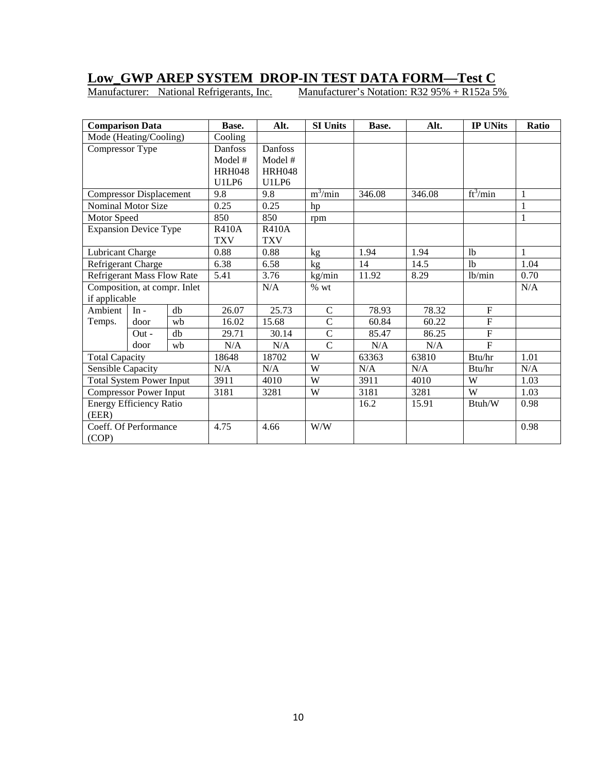## Low_GWP AREP SYSTEM DROP-IN TEST DATA FORM—Test C

Manufacturer: National Refrigerants, Inc. Manufacturer's Notation: R32 95% + R152a 5%

| Comparison Data | | | Base. | Alt. | SI Units | Base. | Alt. | IP UNits | Ratio |
|---|---|---|---|---|---|---|---|---|---|
| Mode (Heating/Cooling) | | | Cooling | | | | | | |
| Compressor Type | | | Danfoss Model # HRH048 U1LP6 | Danfoss Model # HRH048 U1LP6 | | | | | |
| Compressor Displacement | | | 9.8 | 9.8 | $m^3$/min | 346.08 | 346.08 | $ft^3$/min | 1 |
| Nominal Motor Size | | | 0.25 | 0.25 | hp | | | | 1 |
| Motor Speed | | | 850 | 850 | rpm | | | | 1 |
| Expansion Device Type | | | R410A TXV | R410A TXV | | | | | |
| Lubricant Charge | | | 0.88 | 0.88 | kg | 1.94 | 1.94 | lb | 1 |
| Refrigerant Charge | | | 6.38 | 6.58 | kg | 14 | 14.5 | lb | 1.04 |
| Refrigerant Mass Flow Rate | | | 5.41 | 3.76 | kg/min | 11.92 | 8.29 | lb/min | 0.70 |
| Composition, at compr. Inlet if applicable | | | | N/A | % wt | | | | N/A |
| Ambient Temps. | In - door | db | 26.07 | 25.73 | C | 78.93 | 78.32 | F | |
| | | wb | 16.02 | 15.68 | C | 60.84 | 60.22 | F | |
| | Out - door | db | 29.71 | 30.14 | C | 85.47 | 86.25 | F | |
| | | wb | N/A | N/A | C | N/A | N/A | F | |
| Total Capacity | | | 18648 | 18702 | W | 63363 | 63810 | Btu/hr | 1.01 |
| Sensible Capacity | | | N/A | N/A | W | N/A | N/A | Btu/hr | N/A |
| Total System Power Input | | | 3911 | 4010 | W | 3911 | 4010 | W | 1.03 |
| Compressor Power Input | | | 3181 | 3281 | W | 3181 | 3281 | W | 1.03 |
| Energy Efficiency Ratio (EER) | | | | | | 16.2 | 15.91 | Btuh/W | 0.98 |
| Coeff. Of Performance (COP) | | | 4.75 | 4.66 | W/W | | | | 0.98 |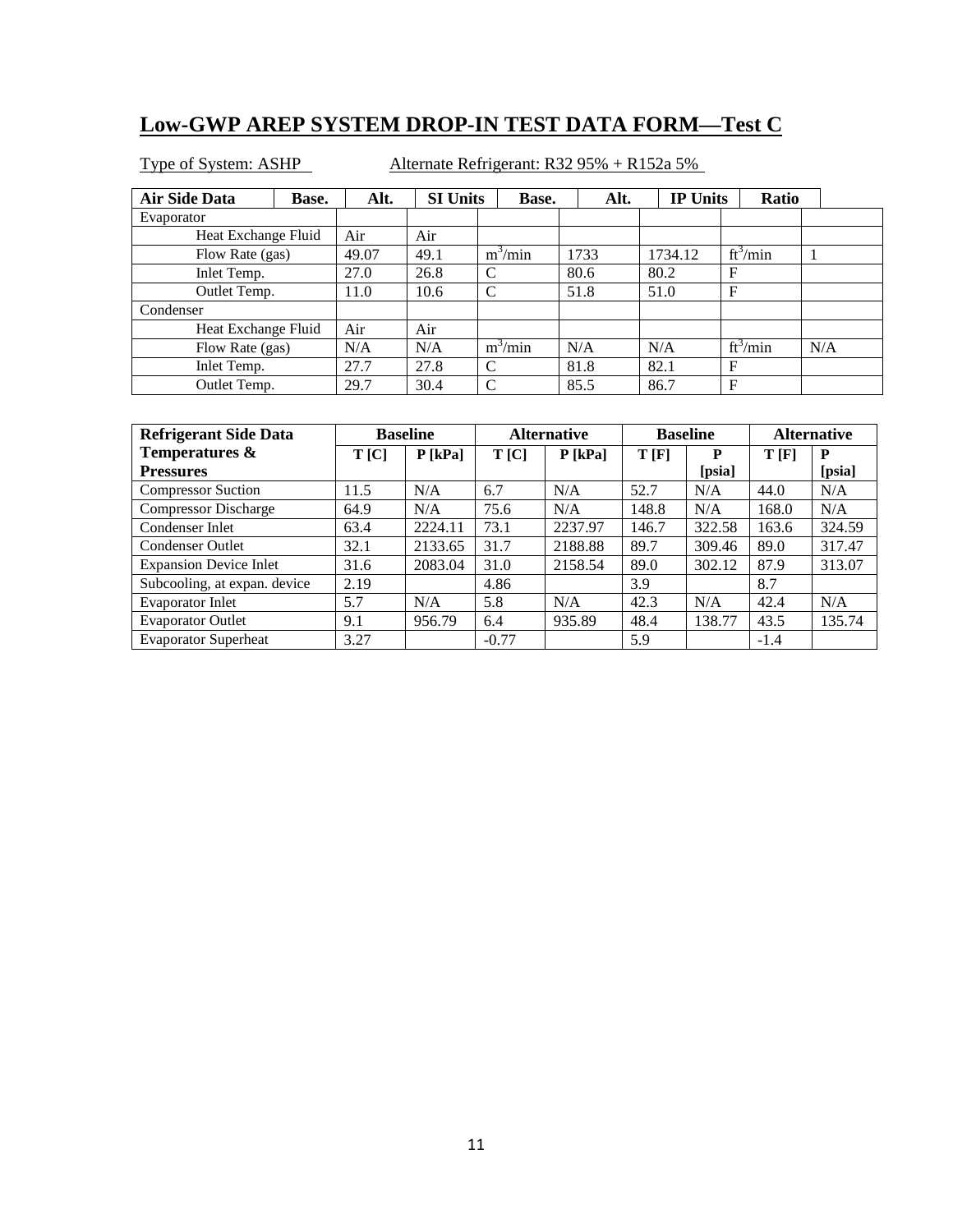## Low-GWP AREP SYSTEM DROP-IN TEST DATA FORM—Test C

Type of System: ASHP          Alternate Refrigerant: R32 95% + R152a 5%

| Air Side Data | Base. | Alt. | SI Units | Base. | Alt. | IP Units | Ratio |
|---|---|---|---|---|---|---|---|
| Evaporator | | | | | | | |
| Heat Exchange Fluid | Air | Air | | | | | |
| Flow Rate (gas) | 49.07 | 49.1 | $m^3/min$ | 1733 | 1734.12 | $ft^3/min$ | 1 |
| Inlet Temp. | 27.0 | 26.8 | C | 80.6 | 80.2 | F | |
| Outlet Temp. | 11.0 | 10.6 | C | 51.8 | 51.0 | F | |
| Condenser | | | | | | | |
| Heat Exchange Fluid | Air | Air | | | | | |
| Flow Rate (gas) | N/A | N/A | $m^3/min$ | N/A | N/A | $ft^3/min$ | N/A |
| Inlet Temp. | 27.7 | 27.8 | C | 81.8 | 82.1 | F | |
| Outlet Temp. | 29.7 | 30.4 | C | 85.5 | 86.7 | F | |

| Refrigerant Side Data | Baseline | | Alternative | | Baseline | | Alternative | |
|---|---|---|---|---|---|---|---|---|
| Temperatures & Pressures | T [C] | P [kPa] | T [C] | P [kPa] | T [F] | P [psia] | T [F] | P [psia] |
| Compressor Suction | 11.5 | N/A | 6.7 | N/A | 52.7 | N/A | 44.0 | N/A |
| Compressor Discharge | 64.9 | N/A | 75.6 | N/A | 148.8 | N/A | 168.0 | N/A |
| Condenser Inlet | 63.4 | 2224.11 | 73.1 | 2237.97 | 146.7 | 322.58 | 163.6 | 324.59 |
| Condenser Outlet | 32.1 | 2133.65 | 31.7 | 2188.88 | 89.7 | 309.46 | 89.0 | 317.47 |
| Expansion Device Inlet | 31.6 | 2083.04 | 31.0 | 2158.54 | 89.0 | 302.12 | 87.9 | 313.07 |
| Subcooling, at expan. device | 2.19 | | 4.86 | | 3.9 | | 8.7 | |
| Evaporator Inlet | 5.7 | N/A | 5.8 | N/A | 42.3 | N/A | 42.4 | N/A |
| Evaporator Outlet | 9.1 | 956.79 | 6.4 | 935.89 | 48.4 | 138.77 | 43.5 | 135.74 |
| Evaporator Superheat | 3.27 | | -0.77 | | 5.9 | | -1.4 | |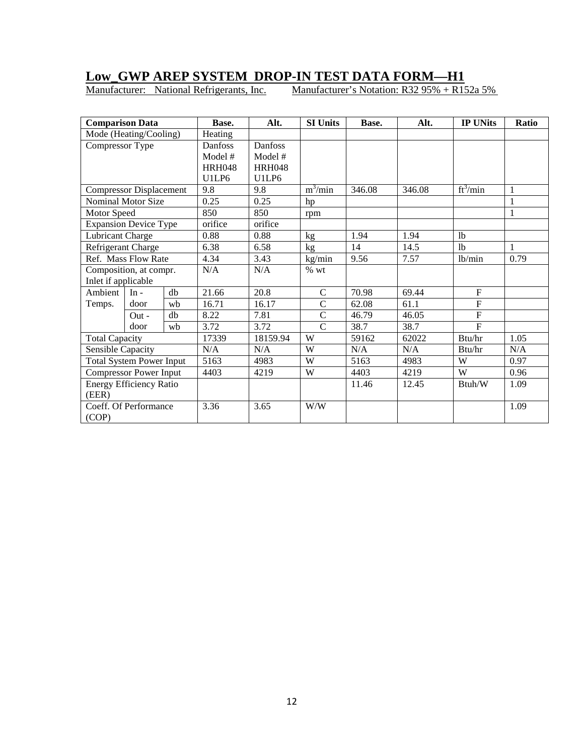# Low_GWP AREP SYSTEM DROP-IN TEST DATA FORM—H1

Manufacturer: National Refrigerants, Inc. Manufacturer's Notation: R32 95% + R152a 5%

| Comparison Data | | | Base. | Alt. | SI Units | Base. | Alt. | IP UNits | Ratio |
|---|---|---|---|---|---|---|---|---|---|
| Mode (Heating/Cooling) | | | Heating | | | | | | |
| Compressor Type | | | Danfoss Model # HRH048 U1LP6 | Danfoss Model # HRH048 U1LP6 | | | | | |
| Compressor Displacement | | | 9.8 | 9.8 | $m^3$/min | 346.08 | 346.08 | $ft^3$/min | 1 |
| Nominal Motor Size | | | 0.25 | 0.25 | hp | | | | 1 |
| Motor Speed | | | 850 | 850 | rpm | | | | 1 |
| Expansion Device Type | | | orifice | orifice | | | | | |
| Lubricant Charge | | | 0.88 | 0.88 | kg | 1.94 | 1.94 | lb | |
| Refrigerant Charge | | | 6.38 | 6.58 | kg | 14 | 14.5 | lb | 1 |
| Ref. Mass Flow Rate | | | 4.34 | 3.43 | kg/min | 9.56 | 7.57 | lb/min | 0.79 |
| Composition, at compr. Inlet if applicable | | | N/A | N/A | % wt | | | | |
| Ambient Temps. | In - door | db | 21.66 | 20.8 | C | 70.98 | 69.44 | F | |
| | | wb | 16.71 | 16.17 | C | 62.08 | 61.1 | F | |
| | Out - door | db | 8.22 | 7.81 | C | 46.79 | 46.05 | F | |
| | | wb | 3.72 | 3.72 | C | 38.7 | 38.7 | F | |
| Total Capacity | | | 17339 | 18159.94 | W | 59162 | 62022 | Btu/hr | 1.05 |
| Sensible Capacity | | | N/A | N/A | W | N/A | N/A | Btu/hr | N/A |
| Total System Power Input | | | 5163 | 4983 | W | 5163 | 4983 | W | 0.97 |
| Compressor Power Input | | | 4403 | 4219 | W | 4403 | 4219 | W | 0.96 |
| Energy Efficiency Ratio (EER) | | | | | | 11.46 | 12.45 | Btuh/W | 1.09 |
| Coeff. Of Performance (COP) | | | 3.36 | 3.65 | W/W | | | | 1.09 |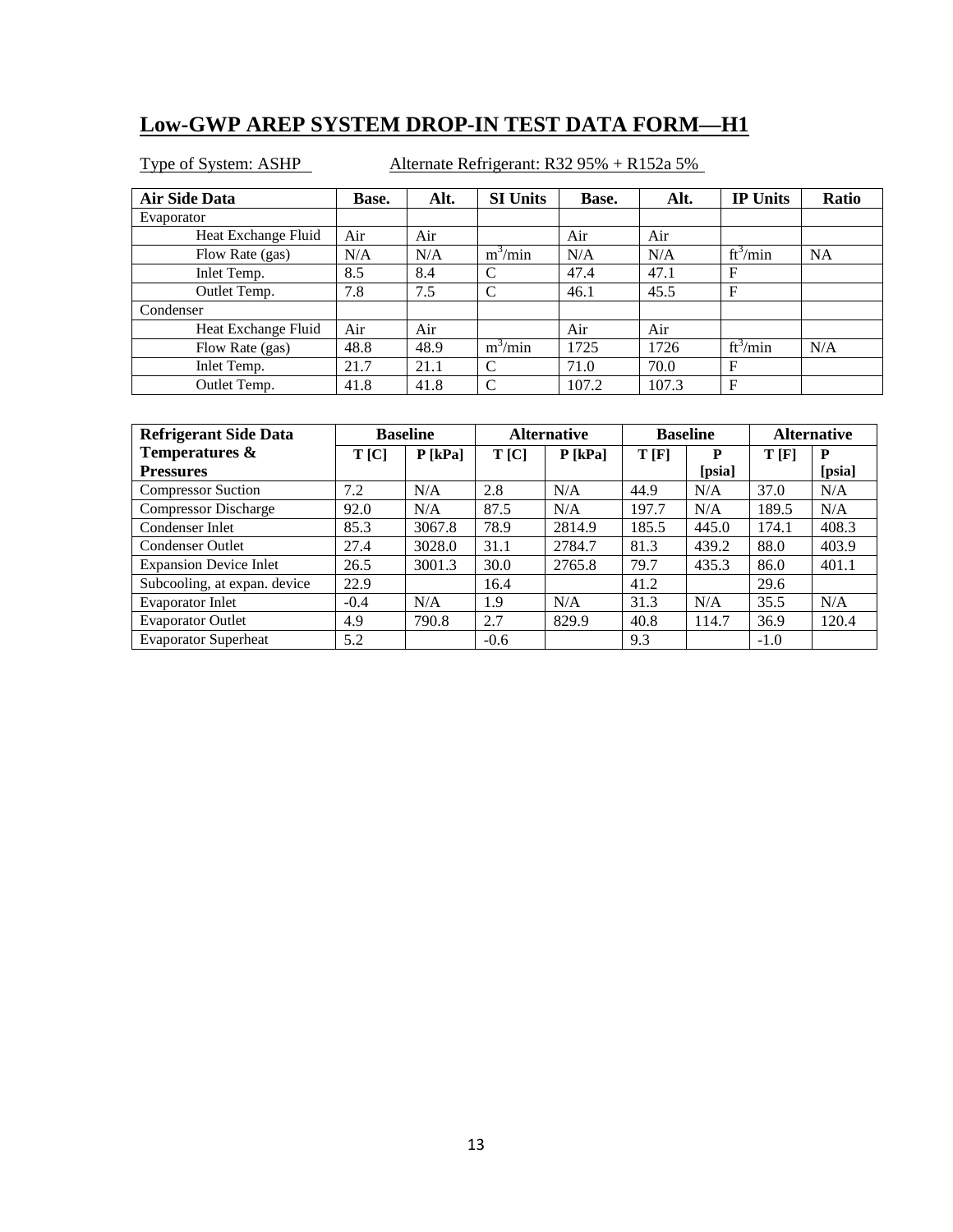## Low-GWP AREP SYSTEM DROP-IN TEST DATA FORM—H1

Type of System: ASHP Alternate Refrigerant: R32 95% + R152a 5%

| Air Side Data | Base. | Alt. | SI Units | Base. | Alt. | IP Units | Ratio |
|---|---|---|---|---|---|---|---|
| Evaporator | | | | | | | |
| Heat Exchange Fluid | Air | Air | | Air | Air | | |
| Flow Rate (gas) | N/A | N/A | $m^3$/min | N/A | N/A | $ft^3$/min | NA |
| Inlet Temp. | 8.5 | 8.4 | C | 47.4 | 47.1 | F | |
| Outlet Temp. | 7.8 | 7.5 | C | 46.1 | 45.5 | F | |
| Condenser | | | | | | | |
| Heat Exchange Fluid | Air | Air | | Air | Air | | |
| Flow Rate (gas) | 48.8 | 48.9 | $m^3$/min | 1725 | 1726 | $ft^3$/min | N/A |
| Inlet Temp. | 21.7 | 21.1 | C | 71.0 | 70.0 | F | |
| Outlet Temp. | 41.8 | 41.8 | C | 107.2 | 107.3 | F | |

| Refrigerant Side Data | Baseline | | Alternative | | Baseline | | Alternative | |
|---|---|---|---|---|---|---|---|---|
| Temperatures & Pressures | T [C] | P [kPa] | T [C] | P [kPa] | T [F] | P [psia] | T [F] | P [psia] |
| Compressor Suction | 7.2 | N/A | 2.8 | N/A | 44.9 | N/A | 37.0 | N/A |
| Compressor Discharge | 92.0 | N/A | 87.5 | N/A | 197.7 | N/A | 189.5 | N/A |
| Condenser Inlet | 85.3 | 3067.8 | 78.9 | 2814.9 | 185.5 | 445.0 | 174.1 | 408.3 |
| Condenser Outlet | 27.4 | 3028.0 | 31.1 | 2784.7 | 81.3 | 439.2 | 88.0 | 403.9 |
| Expansion Device Inlet | 26.5 | 3001.3 | 30.0 | 2765.8 | 79.7 | 435.3 | 86.0 | 401.1 |
| Subcooling, at expan. device | 22.9 | | 16.4 | | 41.2 | | 29.6 | |
| Evaporator Inlet | -0.4 | N/A | 1.9 | N/A | 31.3 | N/A | 35.5 | N/A |
| Evaporator Outlet | 4.9 | 790.8 | 2.7 | 829.9 | 40.8 | 114.7 | 36.9 | 120.4 |
| Evaporator Superheat | 5.2 | | -0.6 | | 9.3 | | -1.0 | |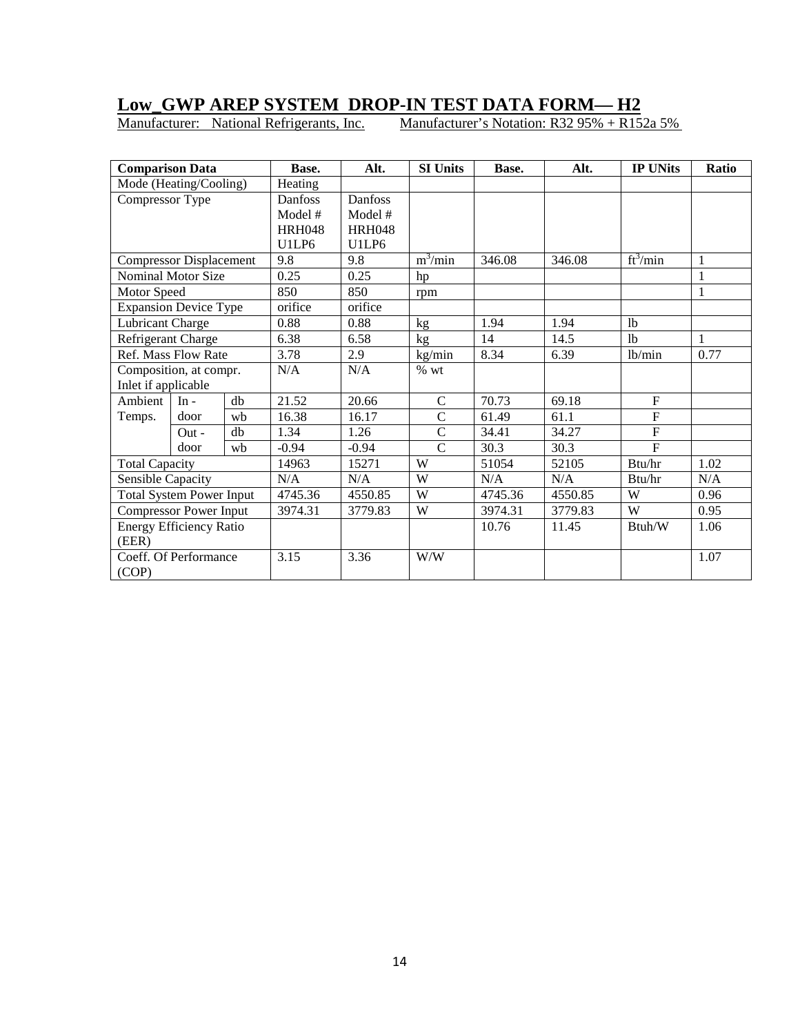## Low_GWP AREP SYSTEM DROP-IN TEST DATA FORM— H2

Manufacturer: National Refrigerants, Inc. Manufacturer's Notation: R32 95% + R152a 5%

| Comparison Data | | | Base. | Alt. | SI Units | Base. | Alt. | IP UNits | Ratio |
|---|---|---|---|---|---|---|---|---|---|
| Mode (Heating/Cooling) | | | Heating | | | | | | |
| Compressor Type | | | Danfoss Model # HRH048 U1LP6 | Danfoss Model # HRH048 U1LP6 | | | | | |
| Compressor Displacement | | | 9.8 | 9.8 | $m^3$/min | 346.08 | 346.08 | $ft^3$/min | 1 |
| Nominal Motor Size | | | 0.25 | 0.25 | hp | | | | 1 |
| Motor Speed | | | 850 | 850 | rpm | | | | 1 |
| Expansion Device Type | | | orifice | orifice | | | | | |
| Lubricant Charge | | | 0.88 | 0.88 | kg | 1.94 | 1.94 | lb | |
| Refrigerant Charge | | | 6.38 | 6.58 | kg | 14 | 14.5 | lb | 1 |
| Ref. Mass Flow Rate | | | 3.78 | 2.9 | kg/min | 8.34 | 6.39 | lb/min | 0.77 |
| Composition, at compr. Inlet if applicable | | | N/A | N/A | % wt | | | | |
| Ambient Temps. | In - door | db | 21.52 | 20.66 | C | 70.73 | 69.18 | F | |
| | | wb | 16.38 | 16.17 | C | 61.49 | 61.1 | F | |
| | Out - door | db | 1.34 | 1.26 | C | 34.41 | 34.27 | F | |
| | | wb | -0.94 | -0.94 | C | 30.3 | 30.3 | F | |
| Total Capacity | | | 14963 | 15271 | W | 51054 | 52105 | Btu/hr | 1.02 |
| Sensible Capacity | | | N/A | N/A | W | N/A | N/A | Btu/hr | N/A |
| Total System Power Input | | | 4745.36 | 4550.85 | W | 4745.36 | 4550.85 | W | 0.96 |
| Compressor Power Input | | | 3974.31 | 3779.83 | W | 3974.31 | 3779.83 | W | 0.95 |
| Energy Efficiency Ratio (EER) | | | | | | 10.76 | 11.45 | Btuh/W | 1.06 |
| Coeff. Of Performance (COP) | | | 3.15 | 3.36 | W/W | | | | 1.07 |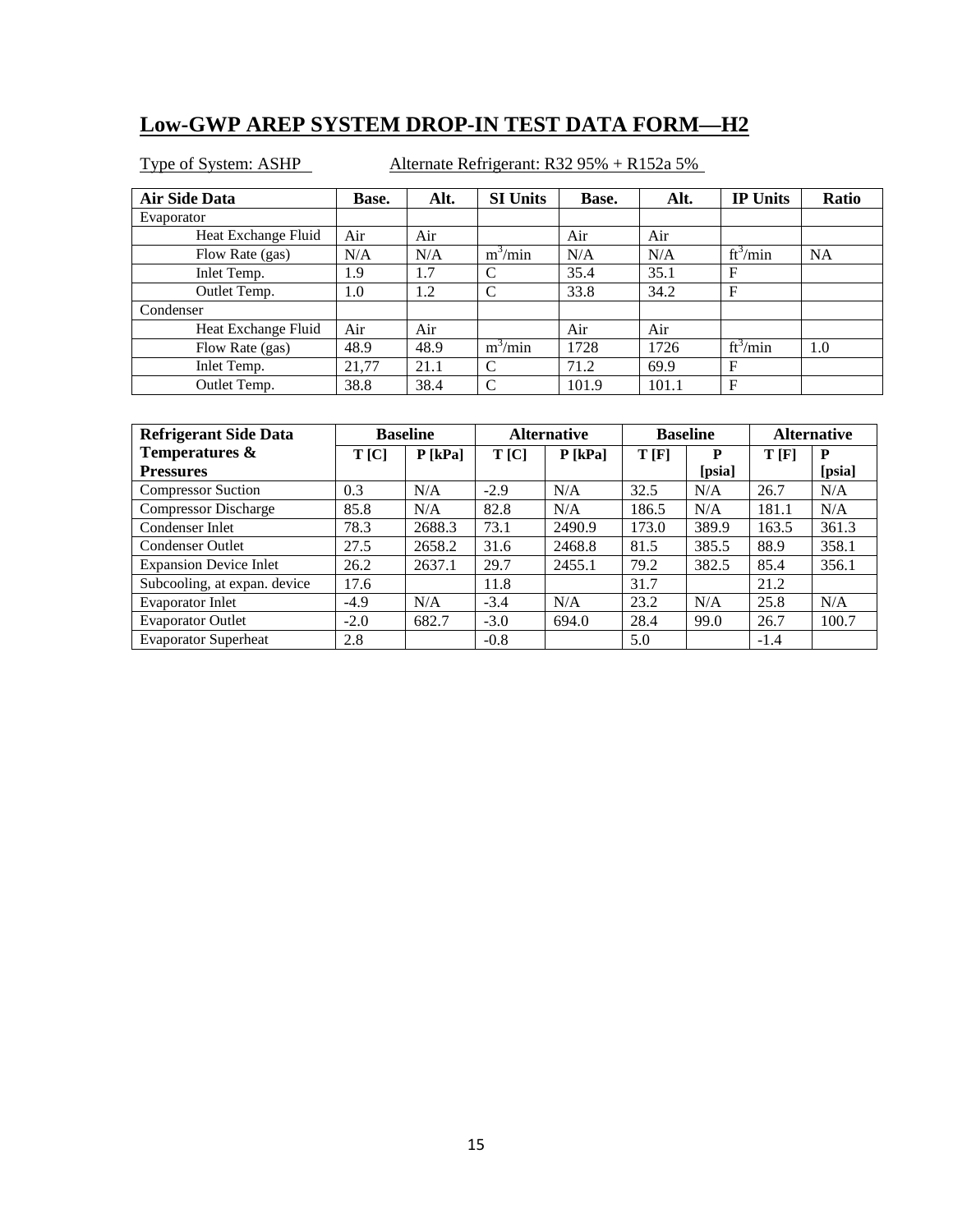## Low-GWP AREP SYSTEM DROP-IN TEST DATA FORM—H2

Type of System: ASHP Alternate Refrigerant: R32 95% + R152a 5%

| Air Side Data | Base. | Alt. | SI Units | Base. | Alt. | IP Units | Ratio |
|---|---|---|---|---|---|---|---|
| Evaporator | | | | | | | |
| Heat Exchange Fluid | Air | Air | | Air | Air | | |
| Flow Rate (gas) | N/A | N/A | $m^3$/min | N/A | N/A | $ft^3$/min | NA |
| Inlet Temp. | 1.9 | 1.7 | C | 35.4 | 35.1 | F | |
| Outlet Temp. | 1.0 | 1.2 | C | 33.8 | 34.2 | F | |
| Condenser | | | | | | | |
| Heat Exchange Fluid | Air | Air | | Air | Air | | |
| Flow Rate (gas) | 48.9 | 48.9 | $m^3$/min | 1728 | 1726 | $ft^3$/min | 1.0 |
| Inlet Temp. | 21,77 | 21.1 | C | 71.2 | 69.9 | F | |
| Outlet Temp. | 38.8 | 38.4 | C | 101.9 | 101.1 | F | |

| Refrigerant Side Data | Baseline | | Alternative | | Baseline | | Alternative | |
|---|---|---|---|---|---|---|---|---|
| Temperatures & Pressures | T [C] | P [kPa] | T [C] | P [kPa] | T [F] | P [psia] | T [F] | P [psia] |
| Compressor Suction | 0.3 | N/A | -2.9 | N/A | 32.5 | N/A | 26.7 | N/A |
| Compressor Discharge | 85.8 | N/A | 82.8 | N/A | 186.5 | N/A | 181.1 | N/A |
| Condenser Inlet | 78.3 | 2688.3 | 73.1 | 2490.9 | 173.0 | 389.9 | 163.5 | 361.3 |
| Condenser Outlet | 27.5 | 2658.2 | 31.6 | 2468.8 | 81.5 | 385.5 | 88.9 | 358.1 |
| Expansion Device Inlet | 26.2 | 2637.1 | 29.7 | 2455.1 | 79.2 | 382.5 | 85.4 | 356.1 |
| Subcooling, at expan. device | 17.6 | | 11.8 | | 31.7 | | 21.2 | |
| Evaporator Inlet | -4.9 | N/A | -3.4 | N/A | 23.2 | N/A | 25.8 | N/A |
| Evaporator Outlet | -2.0 | 682.7 | -3.0 | 694.0 | 28.4 | 99.0 | 26.7 | 100.7 |
| Evaporator Superheat | 2.8 | | -0.8 | | 5.0 | | -1.4 | |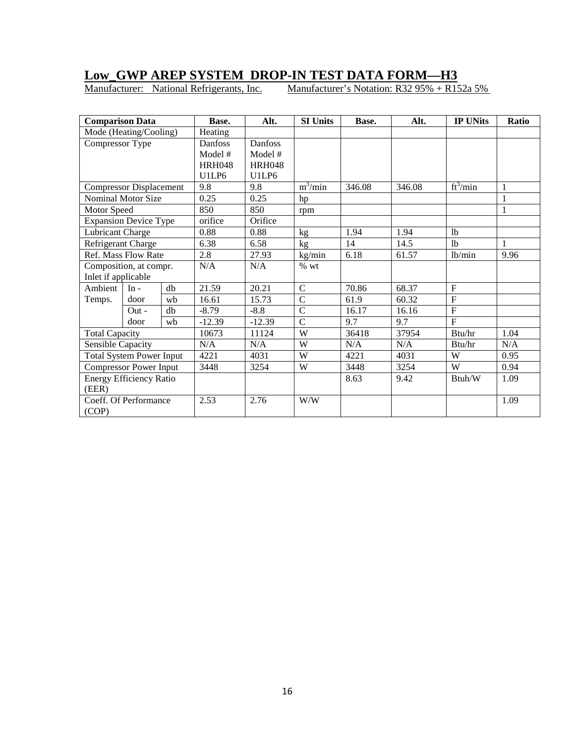## Low_GWP AREP SYSTEM DROP-IN TEST DATA FORM—H3

Manufacturer: National Refrigerants, Inc.    Manufacturer's Notation: R32 95% + R152a 5%

| Comparison Data | | | Base. | Alt. | SI Units | Base. | Alt. | IP UNits | Ratio |
|---|---|---|---|---|---|---|---|---|---|
| Mode (Heating/Cooling) | | | Heating | | | | | | |
| Compressor Type | | | Danfoss Model # HRH048 U1LP6 | Danfoss Model # HRH048 U1LP6 | | | | | |
| Compressor Displacement | | | 9.8 | 9.8 | $m^3/min$ | 346.08 | 346.08 | $ft^3/min$ | 1 |
| Nominal Motor Size | | | 0.25 | 0.25 | hp | | | | 1 |
| Motor Speed | | | 850 | 850 | rpm | | | | 1 |
| Expansion Device Type | | | orifice | Orifice | | | | | |
| Lubricant Charge | | | 0.88 | 0.88 | kg | 1.94 | 1.94 | lb | |
| Refrigerant Charge | | | 6.38 | 6.58 | kg | 14 | 14.5 | lb | 1 |
| Ref. Mass Flow Rate | | | 2.8 | 27.93 | kg/min | 6.18 | 61.57 | lb/min | 9.96 |
| Composition, at compr. Inlet if applicable | | | N/A | N/A | % wt | | | | |
| Ambient Temps. | In - door | db | 21.59 | 20.21 | C | 70.86 | 68.37 | F | |
| | | wb | 16.61 | 15.73 | C | 61.9 | 60.32 | F | |
| | Out - door | db | -8.79 | -8.8 | C | 16.17 | 16.16 | F | |
| | | wb | -12.39 | -12.39 | C | 9.7 | 9.7 | F | |
| Total Capacity | | | 10673 | 11124 | W | 36418 | 37954 | Btu/hr | 1.04 |
| Sensible Capacity | | | N/A | N/A | W | N/A | N/A | Btu/hr | N/A |
| Total System Power Input | | | 4221 | 4031 | W | 4221 | 4031 | W | 0.95 |
| Compressor Power Input | | | 3448 | 3254 | W | 3448 | 3254 | W | 0.94 |
| Energy Efficiency Ratio (EER) | | | | | | 8.63 | 9.42 | Btuh/W | 1.09 |
| Coeff. Of Performance (COP) | | | 2.53 | 2.76 | W/W | | | | 1.09 |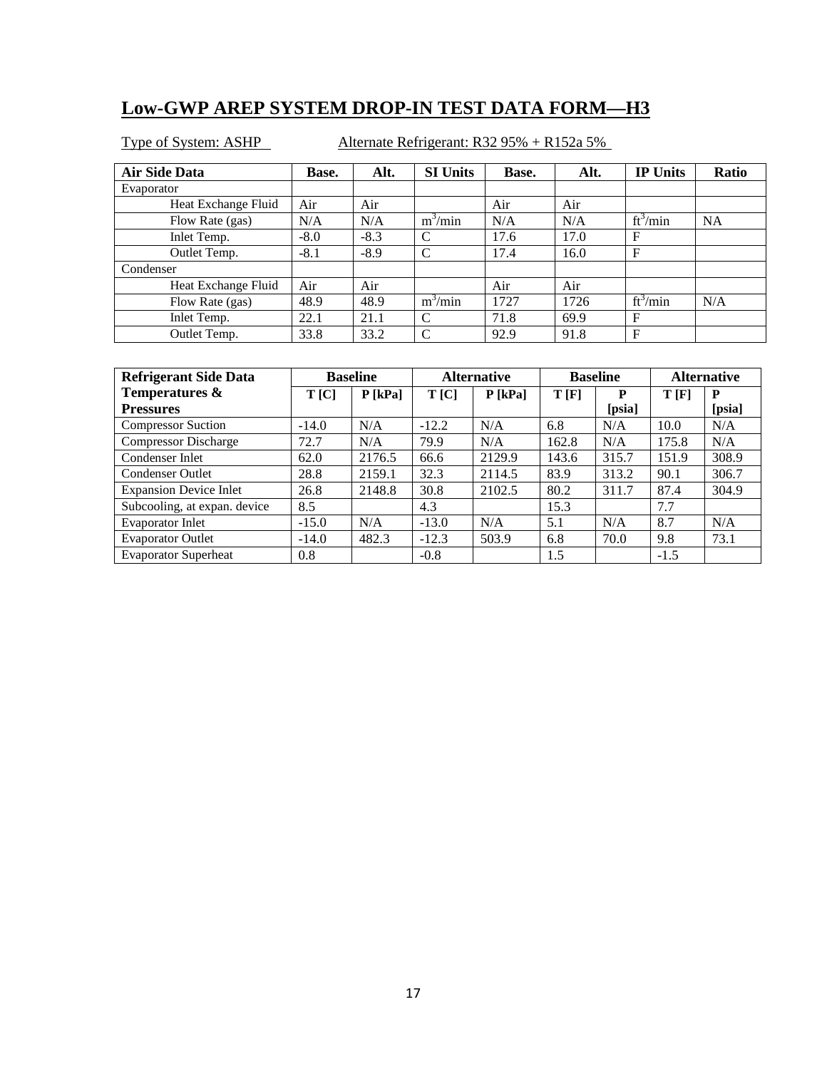## Low-GWP AREP SYSTEM DROP-IN TEST DATA FORM—H3

Type of System: ASHP        Alternate Refrigerant: R32 95% + R152a 5%

| Air Side Data | Base. | Alt. | SI Units | Base. | Alt. | IP Units | Ratio |
|---|---|---|---|---|---|---|---|
| Evaporator | | | | | | | |
| Heat Exchange Fluid | Air | Air | | Air | Air | | |
| Flow Rate (gas) | N/A | N/A | $m^3$/min | N/A | N/A | $ft^3$/min | NA |
| Inlet Temp. | -8.0 | -8.3 | C | 17.6 | 17.0 | F | |
| Outlet Temp. | -8.1 | -8.9 | C | 17.4 | 16.0 | F | |
| Condenser | | | | | | | |
| Heat Exchange Fluid | Air | Air | | Air | Air | | |
| Flow Rate (gas) | 48.9 | 48.9 | $m^3$/min | 1727 | 1726 | $ft^3$/min | N/A |
| Inlet Temp. | 22.1 | 21.1 | C | 71.8 | 69.9 | F | |
| Outlet Temp. | 33.8 | 33.2 | C | 92.9 | 91.8 | F | |

| Refrigerant Side Data | Baseline | | Alternative | | Baseline | | Alternative | |
|---|---|---|---|---|---|---|---|---|
| Temperatures & Pressures | T [C] | P [kPa] | T [C] | P [kPa] | T [F] | P [psia] | T [F] | P [psia] |
| Compressor Suction | -14.0 | N/A | -12.2 | N/A | 6.8 | N/A | 10.0 | N/A |
| Compressor Discharge | 72.7 | N/A | 79.9 | N/A | 162.8 | N/A | 175.8 | N/A |
| Condenser Inlet | 62.0 | 2176.5 | 66.6 | 2129.9 | 143.6 | 315.7 | 151.9 | 308.9 |
| Condenser Outlet | 28.8 | 2159.1 | 32.3 | 2114.5 | 83.9 | 313.2 | 90.1 | 306.7 |
| Expansion Device Inlet | 26.8 | 2148.8 | 30.8 | 2102.5 | 80.2 | 311.7 | 87.4 | 304.9 |
| Subcooling, at expan. device | 8.5 | | 4.3 | | 15.3 | | 7.7 | |
| Evaporator Inlet | -15.0 | N/A | -13.0 | N/A | 5.1 | N/A | 8.7 | N/A |
| Evaporator Outlet | -14.0 | 482.3 | -12.3 | 503.9 | 6.8 | 70.0 | 9.8 | 73.1 |
| Evaporator Superheat | 0.8 | | -0.8 | | 1.5 | | -1.5 | |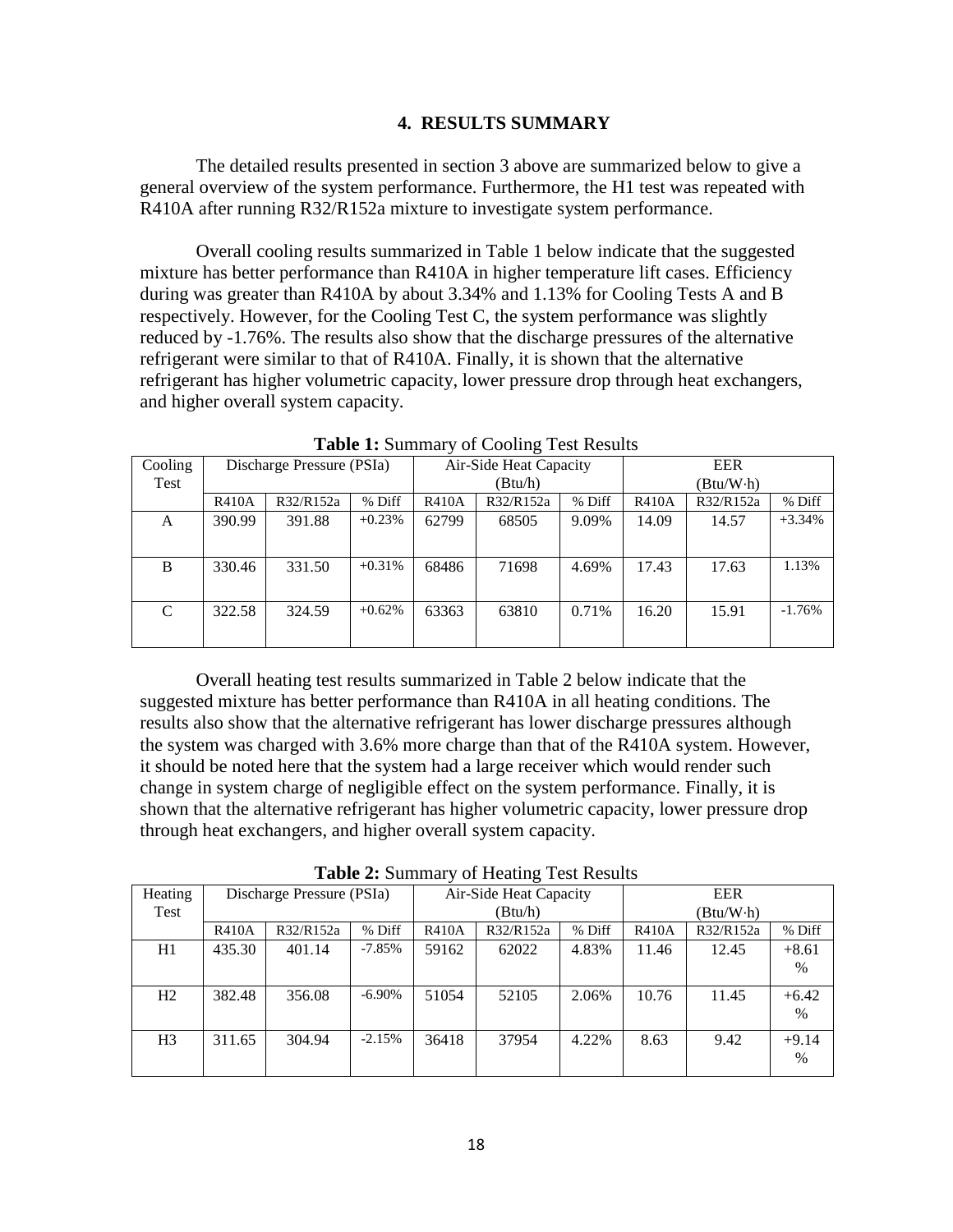## 4. RESULTS SUMMARY

The detailed results presented in section 3 above are summarized below to give a general overview of the system performance. Furthermore, the H1 test was repeated with R410A after running R32/R152a mixture to investigate system performance.

Overall cooling results summarized in Table 1 below indicate that the suggested mixture has better performance than R410A in higher temperature lift cases. Efficiency during was greater than R410A by about 3.34% and 1.13% for Cooling Tests A and B respectively. However, for the Cooling Test C, the system performance was slightly reduced by -1.76%. The results also show that the discharge pressures of the alternative refrigerant were similar to that of R410A. Finally, it is shown that the alternative refrigerant has higher volumetric capacity, lower pressure drop through heat exchangers, and higher overall system capacity.

**Table 1:** Summary of Cooling Test Results

| Cooling Test | Discharge Pressure (PSIa) | | | Air-Side Heat Capacity (Btu/h) | | | EER (Btu/W·h) | | |
|---|---|---|---|---|---|---|---|---|---|
| | R410A | R32/R152a | % Diff | R410A | R32/R152a | % Diff | R410A | R32/R152a | % Diff |
| A | 390.99 | 391.88 | +0.23% | 62799 | 68505 | 9.09% | 14.09 | 14.57 | +3.34% |
| B | 330.46 | 331.50 | +0.31% | 68486 | 71698 | 4.69% | 17.43 | 17.63 | 1.13% |
| C | 322.58 | 324.59 | +0.62% | 63363 | 63810 | 0.71% | 16.20 | 15.91 | -1.76% |

Overall heating test results summarized in Table 2 below indicate that the suggested mixture has better performance than R410A in all heating conditions. The results also show that the alternative refrigerant has lower discharge pressures although the system was charged with 3.6% more charge than that of the R410A system. However, it should be noted here that the system had a large receiver which would render such change in system charge of negligible effect on the system performance. Finally, it is shown that the alternative refrigerant has higher volumetric capacity, lower pressure drop through heat exchangers, and higher overall system capacity.

**Table 2:** Summary of Heating Test Results

| Heating Test | Discharge Pressure (PSIa) | | | Air-Side Heat Capacity (Btu/h) | | | EER (Btu/W·h) | | |
|---|---|---|---|---|---|---|---|---|---|
| | R410A | R32/R152a | % Diff | R410A | R32/R152a | % Diff | R410A | R32/R152a | % Diff |
| H1 | 435.30 | 401.14 | -7.85% | 59162 | 62022 | 4.83% | 11.46 | 12.45 | +8.61 % |
| H2 | 382.48 | 356.08 | -6.90% | 51054 | 52105 | 2.06% | 10.76 | 11.45 | +6.42 % |
| H3 | 311.65 | 304.94 | -2.15% | 36418 | 37954 | 4.22% | 8.63 | 9.42 | +9.14 % |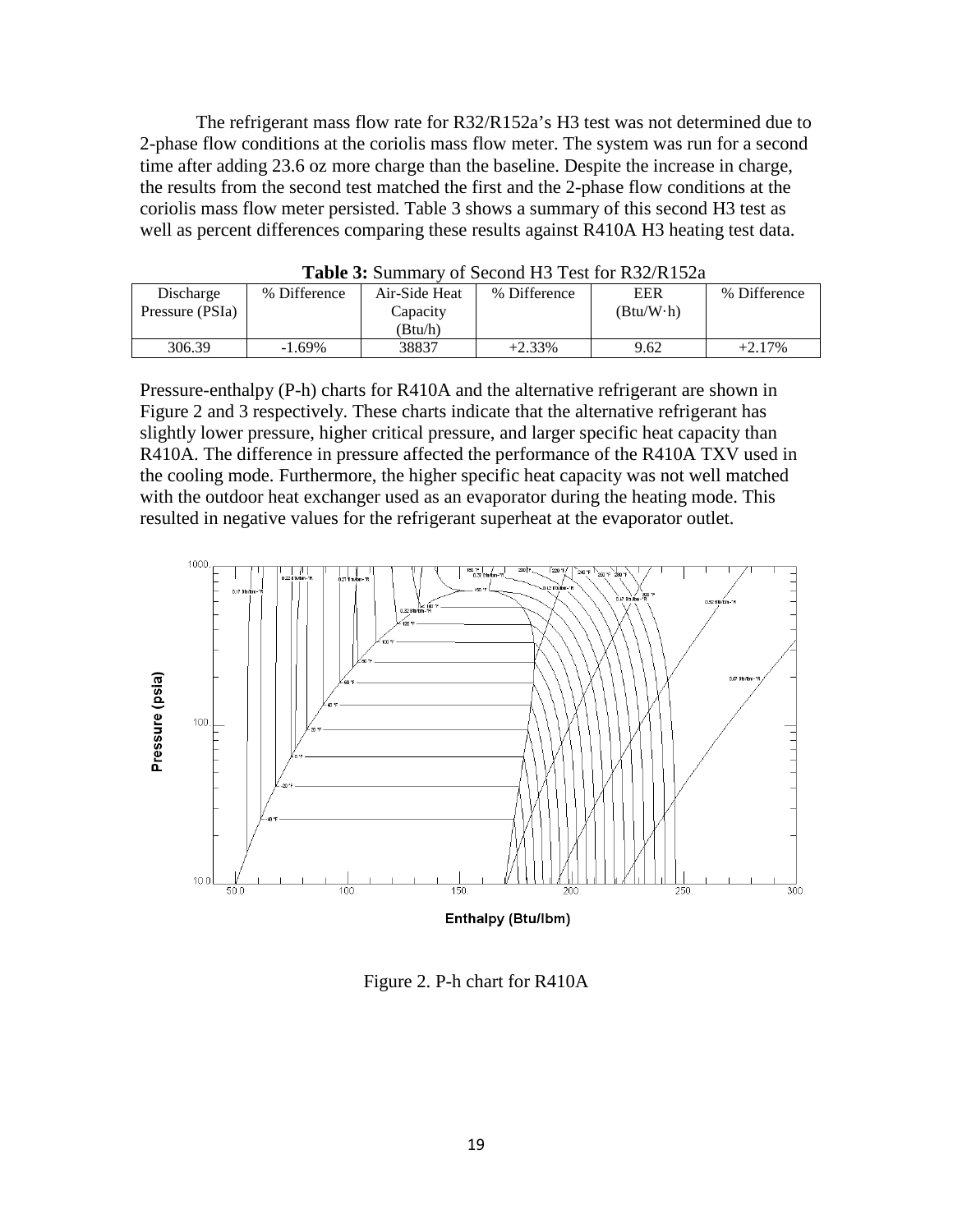The refrigerant mass flow rate for R32/R152a's H3 test was not determined due to 2-phase flow conditions at the coriolis mass flow meter. The system was run for a second time after adding 23.6 oz more charge than the baseline. Despite the increase in charge, the results from the second test matched the first and the 2-phase flow conditions at the coriolis mass flow meter persisted. Table 3 shows a summary of this second H3 test as well as percent differences comparing these results against R410A H3 heating test data.

**Table 3:** Summary of Second H3 Test for R32/R152a

| Discharge Pressure (PSIa) | % Difference | Air-Side Heat Capacity (Btu/h) | % Difference | EER (Btu/W·h) | % Difference |
|---|---|---|---|---|---|
| 306.39 | -1.69% | 38837 | +2.33% | 9.62 | +2.17% |

Pressure-enthalpy (P-h) charts for R410A and the alternative refrigerant are shown in Figure 2 and 3 respectively. These charts indicate that the alternative refrigerant has slightly lower pressure, higher critical pressure, and larger specific heat capacity than R410A. The difference in pressure affected the performance of the R410A TXV used in the cooling mode. Furthermore, the higher specific heat capacity was not well matched with the outdoor heat exchanger used as an evaporator during the heating mode. This resulted in negative values for the refrigerant superheat at the evaporator outlet.

Pressure (psia)

1000.

100.

10.0

50.0

100.

150.

200.

250.

300.

Enthalpy (Btu/lbm)

Figure 2. P-h chart for R410A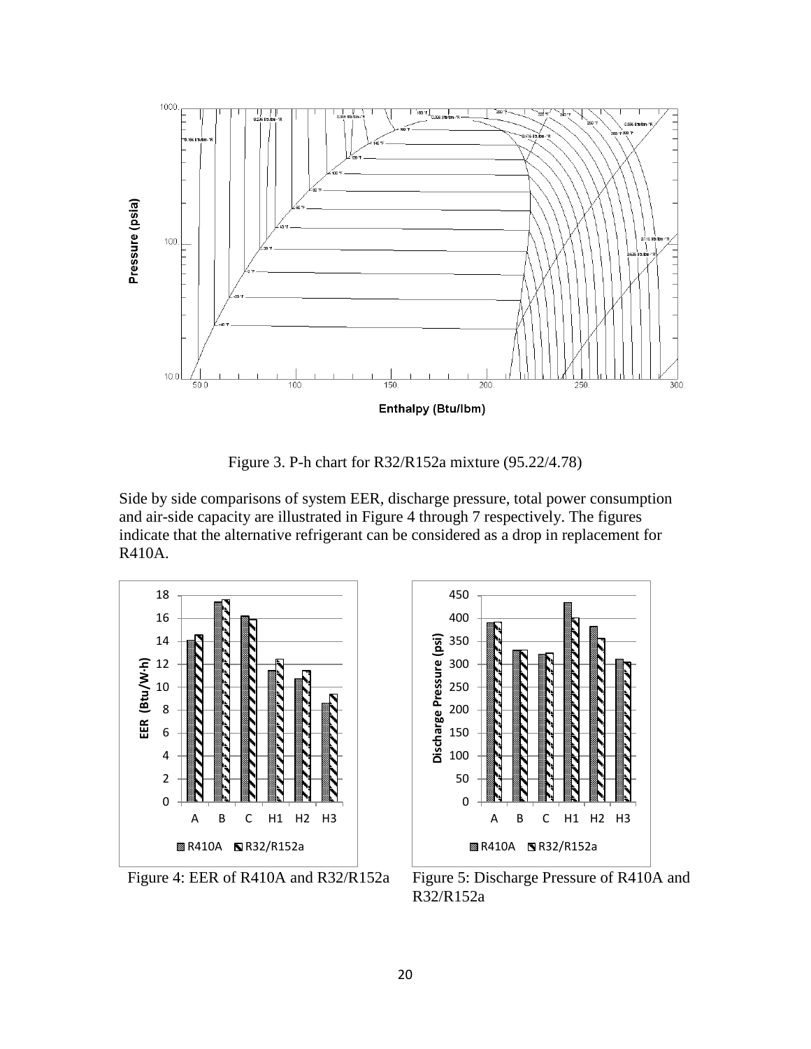Pressure (psia)

1000.

100.

10.0

50.0 100. 150. 200. 250. 300.

Enthalpy (Btu/lbm)

Figure 3. P-h chart for R32/R152a mixture (95.22/4.78)

Side by side comparisons of system EER, discharge pressure, total power consumption and air-side capacity are illustrated in Figure 4 through 7 respectively. The figures indicate that the alternative refrigerant can be considered as a drop in replacement for R410A.

EER (Btu/W·h)

0 2 4 6 8 10 12 14 16 18

A B C H1 H2 H3

R410A R32/R152a

Figure 4: EER of R410A and R32/R152a

Discharge Pressure (psi)

0 50 100 150 200 250 300 350 400 450

A B C H1 H2 H3

R410A R32/R152a

Figure 5: Discharge Pressure of R410A and R32/R152a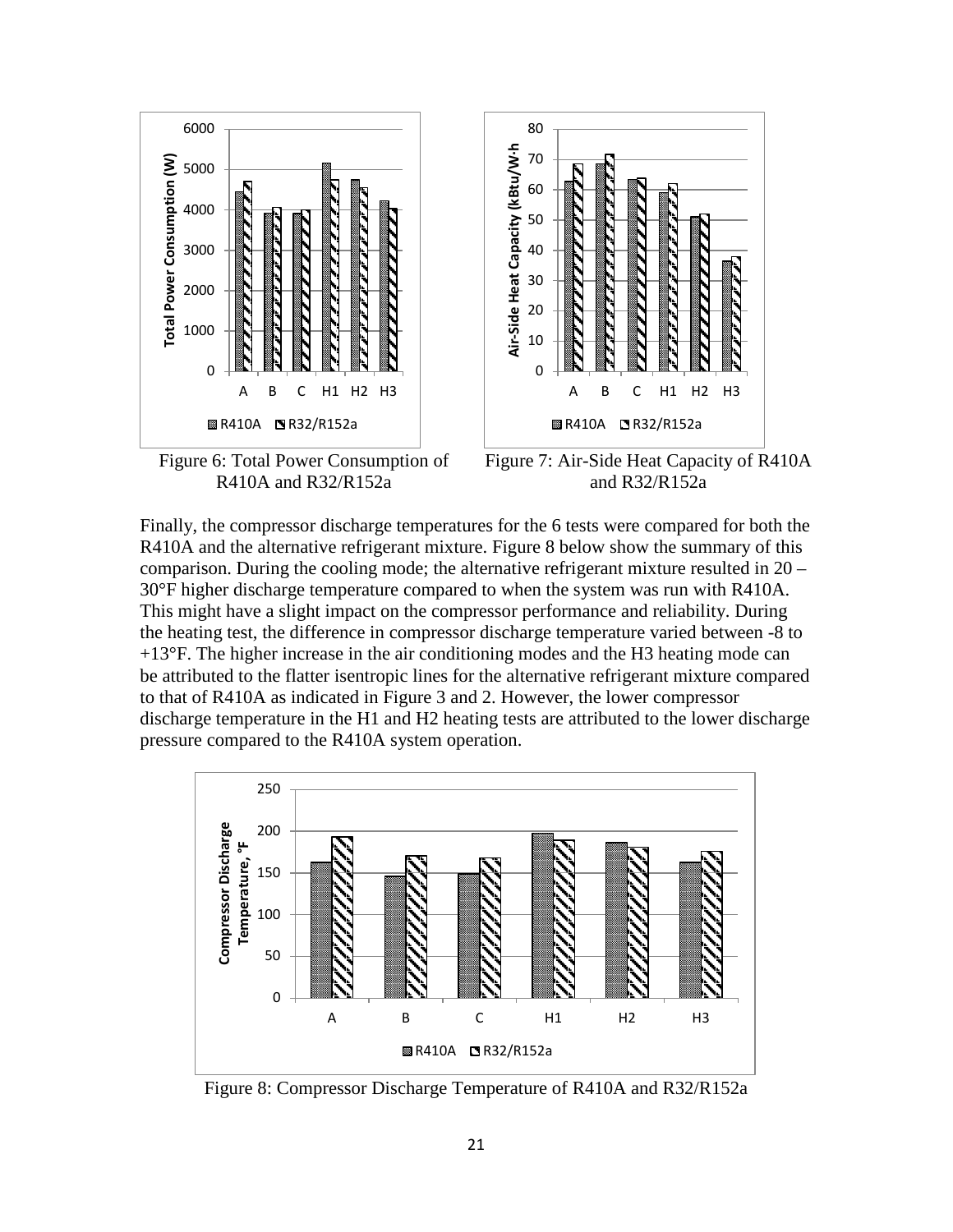6000

5000

4000

3000

2000

1000

0

Total Power Consumption (W)

A B C H1 H2 H3

R410A R32/R152a

Figure 6: Total Power Consumption of R410A and R32/R152a

80

70

60

50

40

30

20

10

0

Air-Side Heat Capacity (kBtu/W·h

A B C H1 H2 H3

R410A R32/R152a

Figure 7: Air-Side Heat Capacity of R410A and R32/R152a

Finally, the compressor discharge temperatures for the 6 tests were compared for both the R410A and the alternative refrigerant mixture. Figure 8 below show the summary of this comparison. During the cooling mode; the alternative refrigerant mixture resulted in 20 – 30°F higher discharge temperature compared to when the system was run with R410A. This might have a slight impact on the compressor performance and reliability. During the heating test, the difference in compressor discharge temperature varied between -8 to +13°F. The higher increase in the air conditioning modes and the H3 heating mode can be attributed to the flatter isentropic lines for the alternative refrigerant mixture compared to that of R410A as indicated in Figure 3 and 2. However, the lower compressor discharge temperature in the H1 and H2 heating tests are attributed to the lower discharge pressure compared to the R410A system operation.

250

200

150

100

50

0

Compressor Discharge Temperature, °F

A B C H1 H2 H3

R410A R32/R152a

Figure 8: Compressor Discharge Temperature of R410A and R32/R152a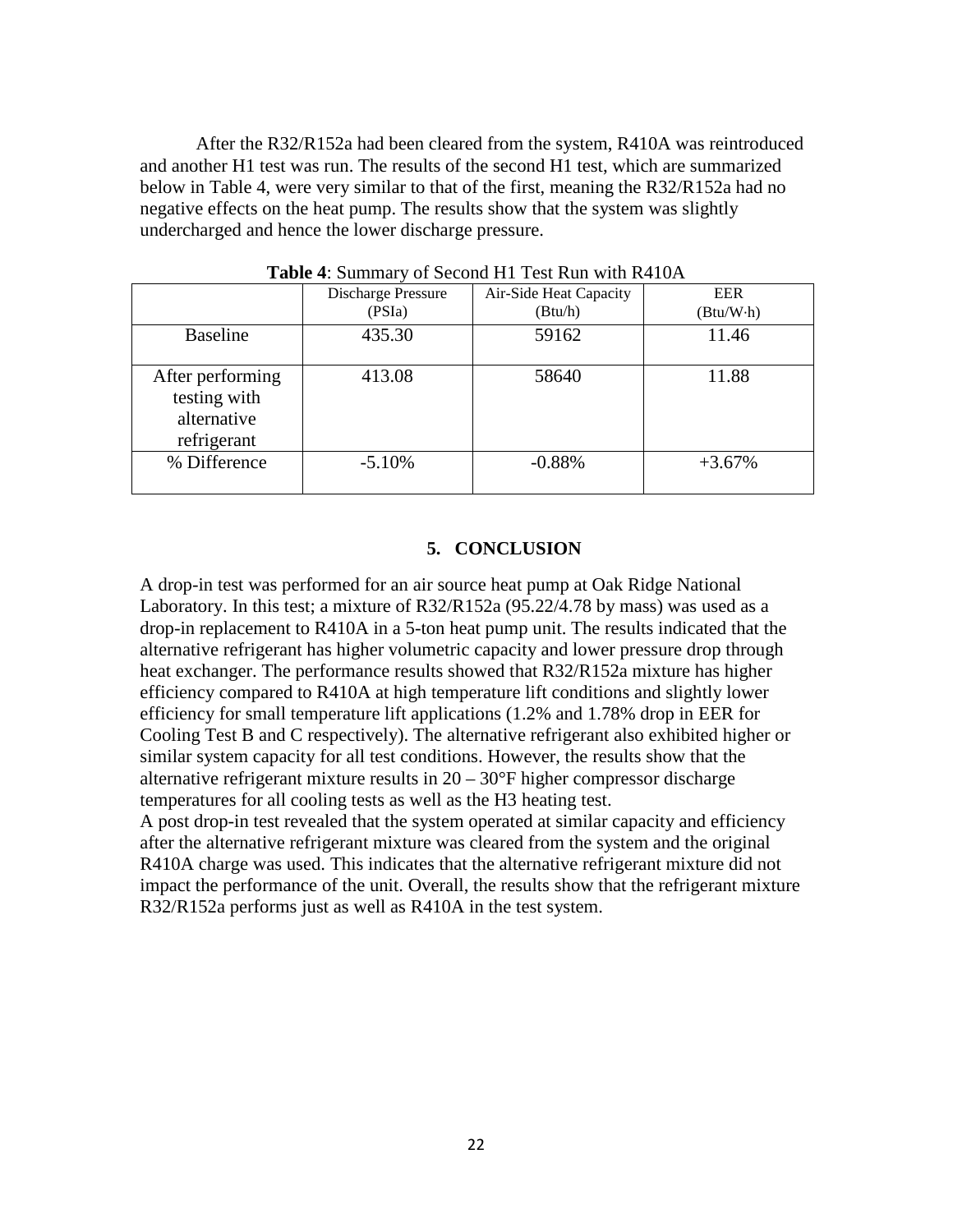After the R32/R152a had been cleared from the system, R410A was reintroduced and another H1 test was run. The results of the second H1 test, which are summarized below in Table 4, were very similar to that of the first, meaning the R32/R152a had no negative effects on the heat pump. The results show that the system was slightly undercharged and hence the lower discharge pressure.

**Table 4**: Summary of Second H1 Test Run with R410A

| | Discharge Pressure (PSIa) | Air-Side Heat Capacity (Btu/h) | EER (Btu/W·h) |
|---|---|---|---|
| Baseline | 435.30 | 59162 | 11.46 |
| After performing testing with alternative refrigerant | 413.08 | 58640 | 11.88 |
| % Difference | -5.10% | -0.88% | +3.67% |

## 5. CONCLUSION

A drop-in test was performed for an air source heat pump at Oak Ridge National Laboratory. In this test; a mixture of R32/R152a (95.22/4.78 by mass) was used as a drop-in replacement to R410A in a 5-ton heat pump unit. The results indicated that the alternative refrigerant has higher volumetric capacity and lower pressure drop through heat exchanger. The performance results showed that R32/R152a mixture has higher efficiency compared to R410A at high temperature lift conditions and slightly lower efficiency for small temperature lift applications (1.2% and 1.78% drop in EER for Cooling Test B and C respectively). The alternative refrigerant also exhibited higher or similar system capacity for all test conditions. However, the results show that the alternative refrigerant mixture results in 20 – 30°F higher compressor discharge temperatures for all cooling tests as well as the H3 heating test.

A post drop-in test revealed that the system operated at similar capacity and efficiency after the alternative refrigerant mixture was cleared from the system and the original R410A charge was used. This indicates that the alternative refrigerant mixture did not impact the performance of the unit. Overall, the results show that the refrigerant mixture R32/R152a performs just as well as R410A in the test system.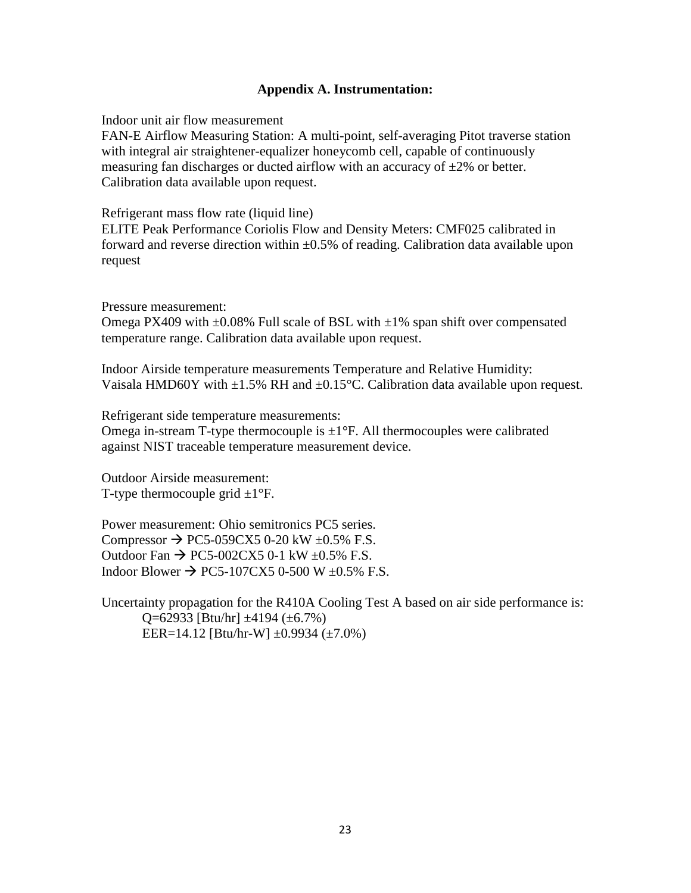## Appendix A. Instrumentation:

Indoor unit air flow measurement
FAN-E Airflow Measuring Station: A multi-point, self-averaging Pitot traverse station with integral air straightener-equalizer honeycomb cell, capable of continuously measuring fan discharges or ducted airflow with an accuracy of ±2% or better. Calibration data available upon request.

Refrigerant mass flow rate (liquid line)
ELITE Peak Performance Coriolis Flow and Density Meters: CMF025 calibrated in forward and reverse direction within ±0.5% of reading. Calibration data available upon request

Pressure measurement:
Omega PX409 with ±0.08% Full scale of BSL with ±1% span shift over compensated temperature range. Calibration data available upon request.

Indoor Airside temperature measurements Temperature and Relative Humidity:
Vaisala HMD60Y with ±1.5% RH and ±0.15°C. Calibration data available upon request.

Refrigerant side temperature measurements:
Omega in-stream T-type thermocouple is ±1°F. All thermocouples were calibrated against NIST traceable temperature measurement device.

Outdoor Airside measurement:
T-type thermocouple grid ±1°F.

Power measurement: Ohio semitronics PC5 series.
Compressor → PC5-059CX5 0-20 kW ±0.5% F.S.
Outdoor Fan → PC5-002CX5 0-1 kW ±0.5% F.S.
Indoor Blower → PC5-107CX5 0-500 W ±0.5% F.S.

Uncertainty propagation for the R410A Cooling Test A based on air side performance is:

Q=62933 [Btu/hr] ±4194 (±6.7%)
EER=14.12 [Btu/hr-W] ±0.9934 (±7.0%)